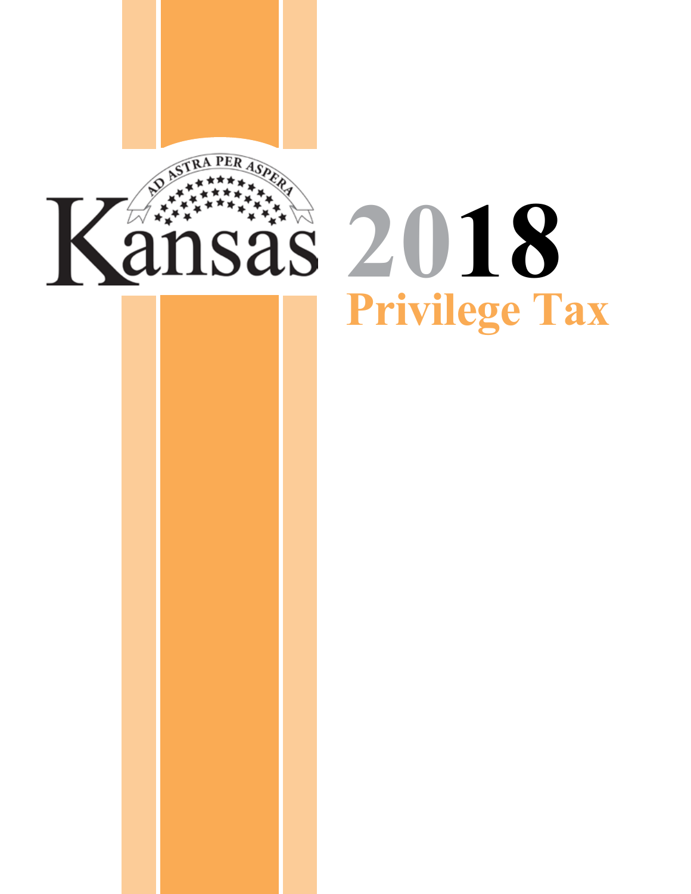AD ASTRA PER ASPERA

# Kansas 2018

## Privilege Tax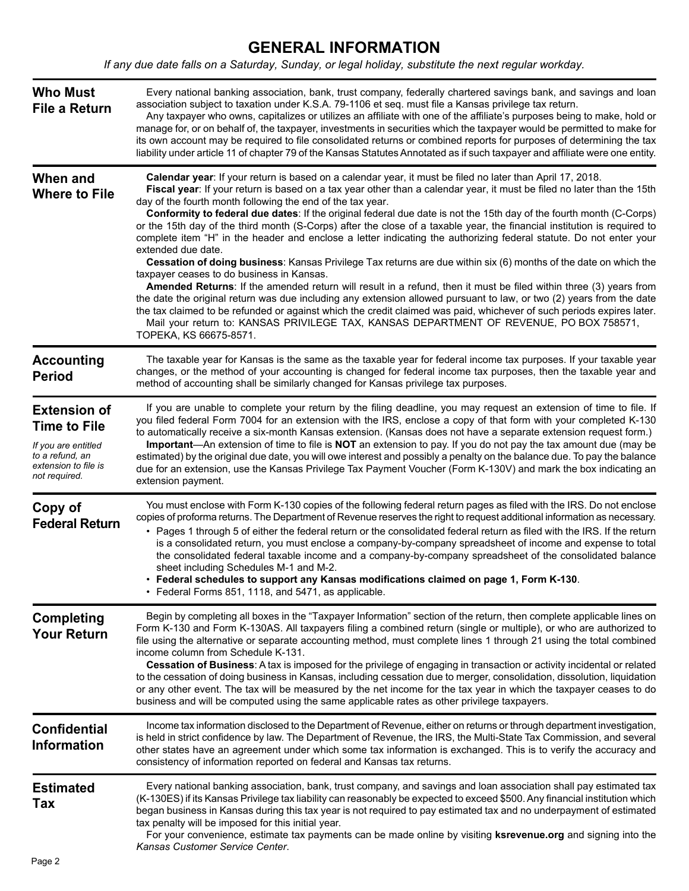# GENERAL INFORMATION

*If any due date falls on a Saturday, Sunday, or legal holiday, substitute the next regular workday.*

## Who Must File a Return

Every national banking association, bank, trust company, federally chartered savings bank, and savings and loan association subject to taxation under K.S.A. 79-1106 et seq. must file a Kansas privilege tax return.

Any taxpayer who owns, capitalizes or utilizes an affiliate with one of the affiliate's purposes being to make, hold or manage for, or on behalf of, the taxpayer, investments in securities which the taxpayer would be permitted to make for its own account may be required to file consolidated returns or combined reports for purposes of determining the tax liability under article 11 of chapter 79 of the Kansas Statutes Annotated as if such taxpayer and affiliate were one entity.

## When and Where to File

**Calendar year**: If your return is based on a calendar year, it must be filed no later than April 17, 2018.

**Fiscal year**: If your return is based on a tax year other than a calendar year, it must be filed no later than the 15th day of the fourth month following the end of the tax year.

**Conformity to federal due dates**: If the original federal due date is not the 15th day of the fourth month (C-Corps) or the 15th day of the third month (S-Corps) after the close of a taxable year, the financial institution is required to complete item "H" in the header and enclose a letter indicating the authorizing federal statute. Do not enter your extended due date.

**Cessation of doing business**: Kansas Privilege Tax returns are due within six (6) months of the date on which the taxpayer ceases to do business in Kansas.

**Amended Returns**: If the amended return will result in a refund, then it must be filed within three (3) years from the date the original return was due including any extension allowed pursuant to law, or two (2) years from the date the tax claimed to be refunded or against which the credit claimed was paid, whichever of such periods expires later.

Mail your return to: KANSAS PRIVILEGE TAX, KANSAS DEPARTMENT OF REVENUE, PO BOX 758571, TOPEKA, KS 66675-8571.

## Accounting Period

The taxable year for Kansas is the same as the taxable year for federal income tax purposes. If your taxable year changes, or the method of your accounting is changed for federal income tax purposes, then the taxable year and method of accounting shall be similarly changed for Kansas privilege tax purposes.

## Extension of Time to File

*If you are entitled to a refund, an extension to file is not required.*

If you are unable to complete your return by the filing deadline, you may request an extension of time to file. If you filed federal Form 7004 for an extension with the IRS, enclose a copy of that form with your completed K-130 to automatically receive a six-month Kansas extension. (Kansas does not have a separate extension request form.)

**Important**—An extension of time to file is **NOT** an extension to pay. If you do not pay the tax amount due (may be estimated) by the original due date, you will owe interest and possibly a penalty on the balance due. To pay the balance due for an extension, use the Kansas Privilege Tax Payment Voucher (Form K-130V) and mark the box indicating an extension payment.

## Copy of Federal Return

You must enclose with Form K-130 copies of the following federal return pages as filed with the IRS. Do not enclose copies of proforma returns. The Department of Revenue reserves the right to request additional information as necessary.

- Pages 1 through 5 of either the federal return or the consolidated federal return as filed with the IRS. If the return is a consolidated return, you must enclose a company-by-company spreadsheet of income and expense to total the consolidated federal taxable income and a company-by-company spreadsheet of the consolidated balance sheet including Schedules M-1 and M-2.
- **Federal schedules to support any Kansas modifications claimed on page 1, Form K-130**.
- Federal Forms 851, 1118, and 5471, as applicable.

## Completing Your Return

Begin by completing all boxes in the "Taxpayer Information" section of the return, then complete applicable lines on Form K-130 and Form K-130AS. All taxpayers filing a combined return (single or multiple), or who are authorized to file using the alternative or separate accounting method, must complete lines 1 through 21 using the total combined income column from Schedule K-131.

**Cessation of Business**: A tax is imposed for the privilege of engaging in transaction or activity incidental or related to the cessation of doing business in Kansas, including cessation due to merger, consolidation, dissolution, liquidation or any other event. The tax will be measured by the net income for the tax year in which the taxpayer ceases to do business and will be computed using the same applicable rates as other privilege taxpayers.

## Confidential Information

Income tax information disclosed to the Department of Revenue, either on returns or through department investigation, is held in strict confidence by law. The Department of Revenue, the IRS, the Multi-State Tax Commission, and several other states have an agreement under which some tax information is exchanged. This is to verify the accuracy and consistency of information reported on federal and Kansas tax returns.

## Estimated Tax

Every national banking association, bank, trust company, and savings and loan association shall pay estimated tax (K-130ES) if its Kansas Privilege tax liability can reasonably be expected to exceed $500. Any financial institution which began business in Kansas during this tax year is not required to pay estimated tax and no underpayment of estimated tax penalty will be imposed for this initial year.

For your convenience, estimate tax payments can be made online by visiting **ksrevenue.org** and signing into the *Kansas Customer Service Center*.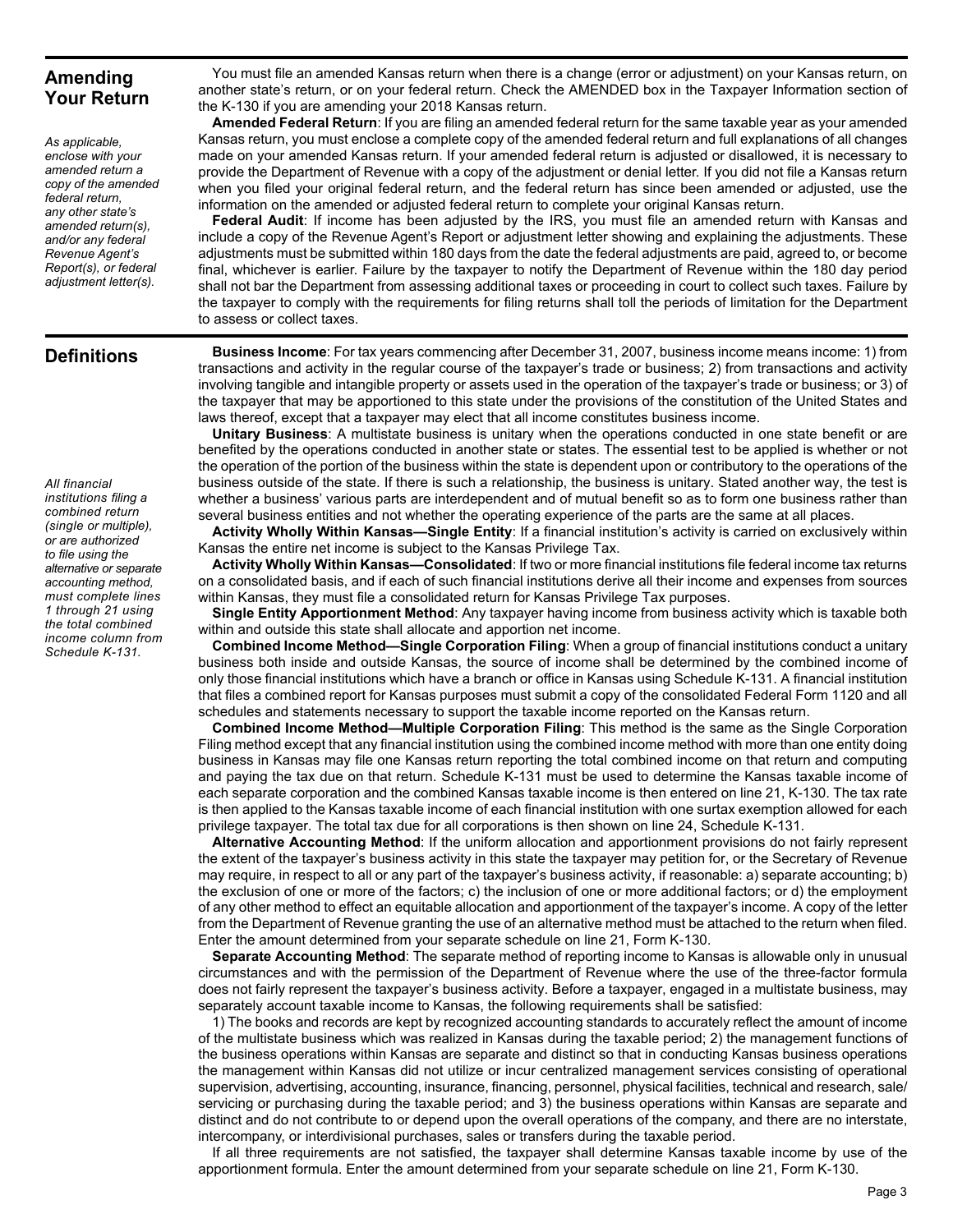## Amending Your Return

*As applicable, enclose with your amended return a copy of the amended federal return, any other state's amended return(s), and/or any federal Revenue Agent's Report(s), or federal adjustment letter(s).*

You must file an amended Kansas return when there is a change (error or adjustment) on your Kansas return, on another state's return, or on your federal return. Check the AMENDED box in the Taxpayer Information section of the K-130 if you are amending your 2018 Kansas return.

**Amended Federal Return**: If you are filing an amended federal return for the same taxable year as your amended Kansas return, you must enclose a complete copy of the amended federal return and full explanations of all changes made on your amended Kansas return. If your amended federal return is adjusted or disallowed, it is necessary to provide the Department of Revenue with a copy of the adjustment or denial letter. If you did not file a Kansas return when you filed your original federal return, and the federal return has since been amended or adjusted, use the information on the amended or adjusted federal return to complete your original Kansas return.

**Federal Audit**: If income has been adjusted by the IRS, you must file an amended return with Kansas and include a copy of the Revenue Agent's Report or adjustment letter showing and explaining the adjustments. These adjustments must be submitted within 180 days from the date the federal adjustments are paid, agreed to, or become final, whichever is earlier. Failure by the taxpayer to notify the Department of Revenue within the 180 day period shall not bar the Department from assessing additional taxes or proceeding in court to collect such taxes. Failure by the taxpayer to comply with the requirements for filing returns shall toll the periods of limitation for the Department to assess or collect taxes.

## Definitions

**Business Income**: For tax years commencing after December 31, 2007, business income means income: 1) from transactions and activity in the regular course of the taxpayer's trade or business; 2) from transactions and activity involving tangible and intangible property or assets used in the operation of the taxpayer's trade or business; or 3) of the taxpayer that may be apportioned to this state under the provisions of the constitution of the United States and laws thereof, except that a taxpayer may elect that all income constitutes business income.

**Unitary Business**: A multistate business is unitary when the operations conducted in one state benefit or are benefited by the operations conducted in another state or states. The essential test to be applied is whether or not the operation of the portion of the business within the state is dependent upon or contributory to the operations of the business outside of the state. If there is such a relationship, the business is unitary. Stated another way, the test is whether a business' various parts are interdependent and of mutual benefit so as to form one business rather than several business entities and not whether the operating experience of the parts are the same at all places.

*All financial institutions filing a combined return (single or multiple), or are authorized to file using the alternative or separate accounting method, must complete lines 1 through 21 using the total combined income column from Schedule K-131.*

**Activity Wholly Within Kansas—Single Entity**: If a financial institution's activity is carried on exclusively within Kansas the entire net income is subject to the Kansas Privilege Tax.

**Activity Wholly Within Kansas—Consolidated**: If two or more financial institutions file federal income tax returns on a consolidated basis, and if each of such financial institutions derive all their income and expenses from sources within Kansas, they must file a consolidated return for Kansas Privilege Tax purposes.

**Single Entity Apportionment Method**: Any taxpayer having income from business activity which is taxable both within and outside this state shall allocate and apportion net income.

**Combined Income Method—Single Corporation Filing**: When a group of financial institutions conduct a unitary business both inside and outside Kansas, the source of income shall be determined by the combined income of only those financial institutions which have a branch or office in Kansas using Schedule K-131. A financial institution that files a combined report for Kansas purposes must submit a copy of the consolidated Federal Form 1120 and all schedules and statements necessary to support the taxable income reported on the Kansas return.

**Combined Income Method—Multiple Corporation Filing**: This method is the same as the Single Corporation Filing method except that any financial institution using the combined income method with more than one entity doing business in Kansas may file one Kansas return reporting the total combined income on that return and computing and paying the tax due on that return. Schedule K-131 must be used to determine the Kansas taxable income of each separate corporation and the combined Kansas taxable income is then entered on line 21, K-130. The tax rate is then applied to the Kansas taxable income of each financial institution with one surtax exemption allowed for each privilege taxpayer. The total tax due for all corporations is then shown on line 24, Schedule K-131.

**Alternative Accounting Method**: If the uniform allocation and apportionment provisions do not fairly represent the extent of the taxpayer's business activity in this state the taxpayer may petition for, or the Secretary of Revenue may require, in respect to all or any part of the taxpayer's business activity, if reasonable: a) separate accounting; b) the exclusion of one or more of the factors; c) the inclusion of one or more additional factors; or d) the employment of any other method to effect an equitable allocation and apportionment of the taxpayer's income. A copy of the letter from the Department of Revenue granting the use of an alternative method must be attached to the return when filed. Enter the amount determined from your separate schedule on line 21, Form K-130.

**Separate Accounting Method**: The separate method of reporting income to Kansas is allowable only in unusual circumstances and with the permission of the Department of Revenue where the use of the three-factor formula does not fairly represent the taxpayer's business activity. Before a taxpayer, engaged in a multistate business, may separately account taxable income to Kansas, the following requirements shall be satisfied:

1) The books and records are kept by recognized accounting standards to accurately reflect the amount of income of the multistate business which was realized in Kansas during the taxable period; 2) the management functions of the business operations within Kansas are separate and distinct so that in conducting Kansas business operations the management within Kansas did not utilize or incur centralized management services consisting of operational supervision, advertising, accounting, insurance, financing, personnel, physical facilities, technical and research, sale/servicing or purchasing during the taxable period; and 3) the business operations within Kansas are separate and distinct and do not contribute to or depend upon the overall operations of the company, and there are no interstate, intercompany, or interdivisional purchases, sales or transfers during the taxable period.

If all three requirements are not satisfied, the taxpayer shall determine Kansas taxable income by use of the apportionment formula. Enter the amount determined from your separate schedule on line 21, Form K-130.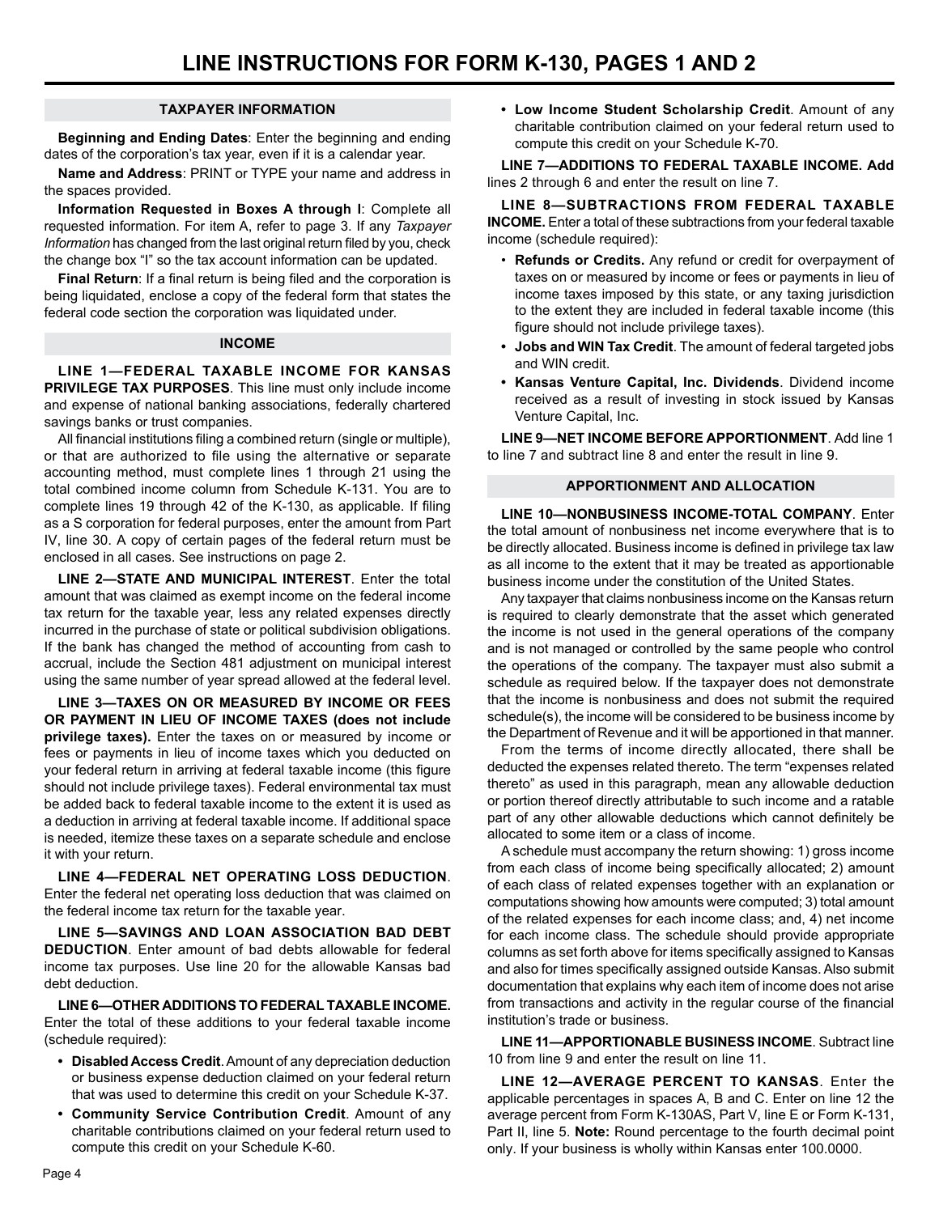# LINE INSTRUCTIONS FOR FORM K-130, PAGES 1 AND 2

## TAXPAYER INFORMATION

**Beginning and Ending Dates**: Enter the beginning and ending dates of the corporation's tax year, even if it is a calendar year.

**Name and Address**: PRINT or TYPE your name and address in the spaces provided.

**Information Requested in Boxes A through I**: Complete all requested information. For item A, refer to page 3. If any *Taxpayer Information* has changed from the last original return filed by you, check the change box "I" so the tax account information can be updated.

**Final Return**: If a final return is being filed and the corporation is being liquidated, enclose a copy of the federal form that states the federal code section the corporation was liquidated under.

## INCOME

**LINE 1—FEDERAL TAXABLE INCOME FOR KANSAS PRIVILEGE TAX PURPOSES**. This line must only include income and expense of national banking associations, federally chartered savings banks or trust companies.

All financial institutions filing a combined return (single or multiple), or that are authorized to file using the alternative or separate accounting method, must complete lines 1 through 21 using the total combined income column from Schedule K-131. You are to complete lines 19 through 42 of the K-130, as applicable. If filing as a S corporation for federal purposes, enter the amount from Part IV, line 30. A copy of certain pages of the federal return must be enclosed in all cases. See instructions on page 2.

**LINE 2—STATE AND MUNICIPAL INTEREST**. Enter the total amount that was claimed as exempt income on the federal income tax return for the taxable year, less any related expenses directly incurred in the purchase of state or political subdivision obligations. If the bank has changed the method of accounting from cash to accrual, include the Section 481 adjustment on municipal interest using the same number of year spread allowed at the federal level.

**LINE 3—TAXES ON OR MEASURED BY INCOME OR FEES OR PAYMENT IN LIEU OF INCOME TAXES (does not include privilege taxes).** Enter the taxes on or measured by income or fees or payments in lieu of income taxes which you deducted on your federal return in arriving at federal taxable income (this figure should not include privilege taxes). Federal environmental tax must be added back to federal taxable income to the extent it is used as a deduction in arriving at federal taxable income. If additional space is needed, itemize these taxes on a separate schedule and enclose it with your return.

**LINE 4—FEDERAL NET OPERATING LOSS DEDUCTION**. Enter the federal net operating loss deduction that was claimed on the federal income tax return for the taxable year.

**LINE 5—SAVINGS AND LOAN ASSOCIATION BAD DEBT DEDUCTION**. Enter amount of bad debts allowable for federal income tax purposes. Use line 20 for the allowable Kansas bad debt deduction.

**LINE 6—OTHER ADDITIONS TO FEDERAL TAXABLE INCOME.** Enter the total of these additions to your federal taxable income (schedule required):

- **Disabled Access Credit**. Amount of any depreciation deduction or business expense deduction claimed on your federal return that was used to determine this credit on your Schedule K-37.
- **Community Service Contribution Credit**. Amount of any charitable contributions claimed on your federal return used to compute this credit on your Schedule K-60.
- **Low Income Student Scholarship Credit**. Amount of any charitable contribution claimed on your federal return used to compute this credit on your Schedule K-70.

**LINE 7—ADDITIONS TO FEDERAL TAXABLE INCOME.** Add lines 2 through 6 and enter the result on line 7.

**LINE 8—SUBTRACTIONS FROM FEDERAL TAXABLE INCOME.** Enter a total of these subtractions from your federal taxable income (schedule required):

- **Refunds or Credits.** Any refund or credit for overpayment of taxes on or measured by income or fees or payments in lieu of income taxes imposed by this state, or any taxing jurisdiction to the extent they are included in federal taxable income (this figure should not include privilege taxes).
- **Jobs and WIN Tax Credit**. The amount of federal targeted jobs and WIN credit.
- **Kansas Venture Capital, Inc. Dividends**. Dividend income received as a result of investing in stock issued by Kansas Venture Capital, Inc.

**LINE 9—NET INCOME BEFORE APPORTIONMENT**. Add line 1 to line 7 and subtract line 8 and enter the result in line 9.

## APPORTIONMENT AND ALLOCATION

**LINE 10—NONBUSINESS INCOME-TOTAL COMPANY**. Enter the total amount of nonbusiness net income everywhere that is to be directly allocated. Business income is defined in privilege tax law as all income to the extent that it may be treated as apportionable business income under the constitution of the United States.

Any taxpayer that claims nonbusiness income on the Kansas return is required to clearly demonstrate that the asset which generated the income is not used in the general operations of the company and is not managed or controlled by the same people who control the operations of the company. The taxpayer must also submit a schedule as required below. If the taxpayer does not demonstrate that the income is nonbusiness and does not submit the required schedule(s), the income will be considered to be business income by the Department of Revenue and it will be apportioned in that manner.

From the terms of income directly allocated, there shall be deducted the expenses related thereto. The term "expenses related thereto" as used in this paragraph, mean any allowable deduction or portion thereof directly attributable to such income and a ratable part of any other allowable deductions which cannot definitely be allocated to some item or a class of income.

A schedule must accompany the return showing: 1) gross income from each class of income being specifically allocated; 2) amount of each class of related expenses together with an explanation or computations showing how amounts were computed; 3) total amount of the related expenses for each income class; and, 4) net income for each income class. The schedule should provide appropriate columns as set forth above for items specifically assigned to Kansas and also for times specifically assigned outside Kansas. Also submit documentation that explains why each item of income does not arise from transactions and activity in the regular course of the financial institution's trade or business.

**LINE 11—APPORTIONABLE BUSINESS INCOME**. Subtract line 10 from line 9 and enter the result on line 11.

**LINE 12—AVERAGE PERCENT TO KANSAS**. Enter the applicable percentages in spaces A, B and C. Enter on line 12 the average percent from Form K-130AS, Part V, line E or Form K-131, Part II, line 5. **Note:** Round percentage to the fourth decimal point only. If your business is wholly within Kansas enter 100.0000.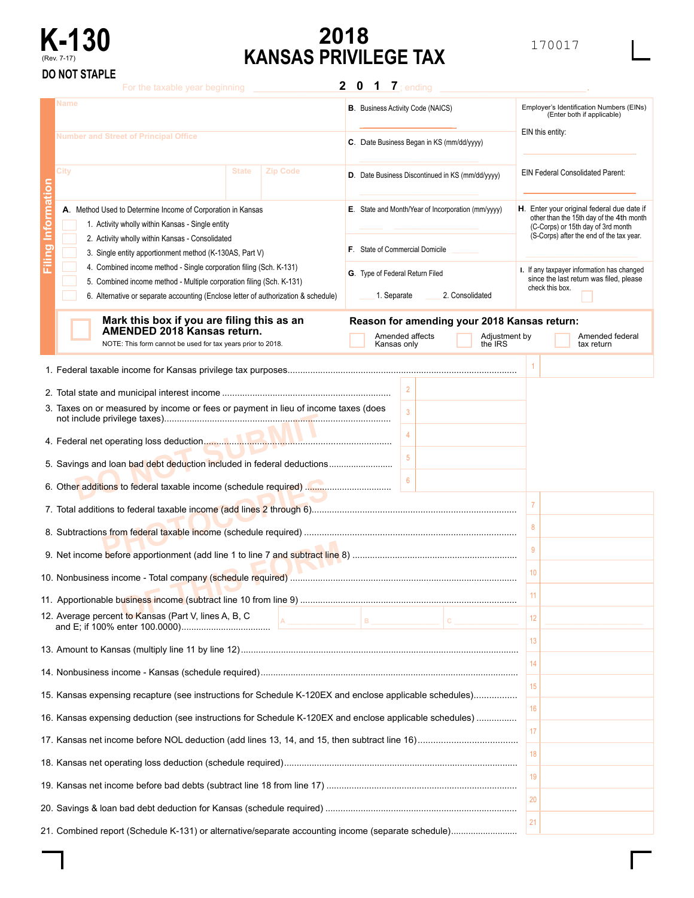# K-130

(Rev. 7-17)

**DO NOT STAPLE**

# 2018 KANSAS PRIVILEGE TAX

170017

For the taxable year beginning ______ 2 0 1 7 ending ______.

## Filing Information

Name

Number and Street of Principal Office

City | State | Zip Code

**B.** Business Activity Code (NAICS)

**C.** Date Business Began in KS (mm/dd/yyyy)

**D.** Date Business Discontinued in KS (mm/dd/yyyy)

Employer's Identification Numbers (EINs) (Enter both if applicable)

EIN this entity:

EIN Federal Consolidated Parent:

**A.** Method Used to Determine Income of Corporation in Kansas

1. Activity wholly within Kansas - Single entity
2. Activity wholly within Kansas - Consolidated
3. Single entity apportionment method (K-130AS, Part V)
4. Combined income method - Single corporation filing (Sch. K-131)
5. Combined income method - Multiple corporation filing (Sch. K-131)
6. Alternative or separate accounting (Enclose letter of authorization & schedule)

**E.** State and Month/Year of Incorporation (mm/yyyy)

**F.** State of Commercial Domicile

**G.** Type of Federal Return Filed

1. Separate
2. Consolidated

**H.** Enter your original federal due date if other than the 15th day of the 4th month (C-Corps) or 15th day of 3rd month (S-Corps) after the end of the tax year.

**I.** If any taxpayer information has changed since the last return was filed, please check this box.

**Mark this box if you are filing this as an AMENDED 2018 Kansas return.**

NOTE: This form cannot be used for tax years prior to 2018.

**Reason for amending your 2018 Kansas return:**

- Amended affects Kansas only
- Adjustment by the IRS
- Amended federal tax return

1. Federal taxable income for Kansas privilege tax purposes ........ 1
2. Total state and municipal interest income ........ 2
3. Taxes on or measured by income or fees or payment in lieu of income taxes (does not include privilege taxes) ........ 3
4. Federal net operating loss deduction ........ 4
5. Savings and loan bad debt deduction included in federal deductions ........ 5
6. Other additions to federal taxable income (schedule required) ........ 6
7. Total additions to federal taxable income (add lines 2 through 6) ........ 7
8. Subtractions from federal taxable income (schedule required) ........ 8
9. Net income before apportionment (add line 1 to line 7 and subtract line 8) ........ 9
10. Nonbusiness income - Total company (schedule required) ........ 10
11. Apportionable business income (subtract line 10 from line 9) ........ 11
12. Average percent to Kansas (Part V, lines A, B, C and E; if 100% enter 100.0000) ........ A ______ B ______ C ______ 12
13. Amount to Kansas (multiply line 11 by line 12) ........ 13
14. Nonbusiness income - Kansas (schedule required) ........ 14
15. Kansas expensing recapture (see instructions for Schedule K-120EX and enclose applicable schedules) ........ 15
16. Kansas expensing deduction (see instructions for Schedule K-120EX and enclose applicable schedules) ........ 16
17. Kansas net income before NOL deduction (add lines 13, 14, and 15, then subtract line 16) ........ 17
18. Kansas net operating loss deduction (schedule required) ........ 18
19. Kansas net income before bad debts (subtract line 18 from line 17) ........ 19
20. Savings & loan bad debt deduction for Kansas (schedule required) ........ 20
21. Combined report (Schedule K-131) or alternative/separate accounting income (separate schedule) ........ 21

DO NOT SUBMIT PHOTOCOPIES OF THIS FORM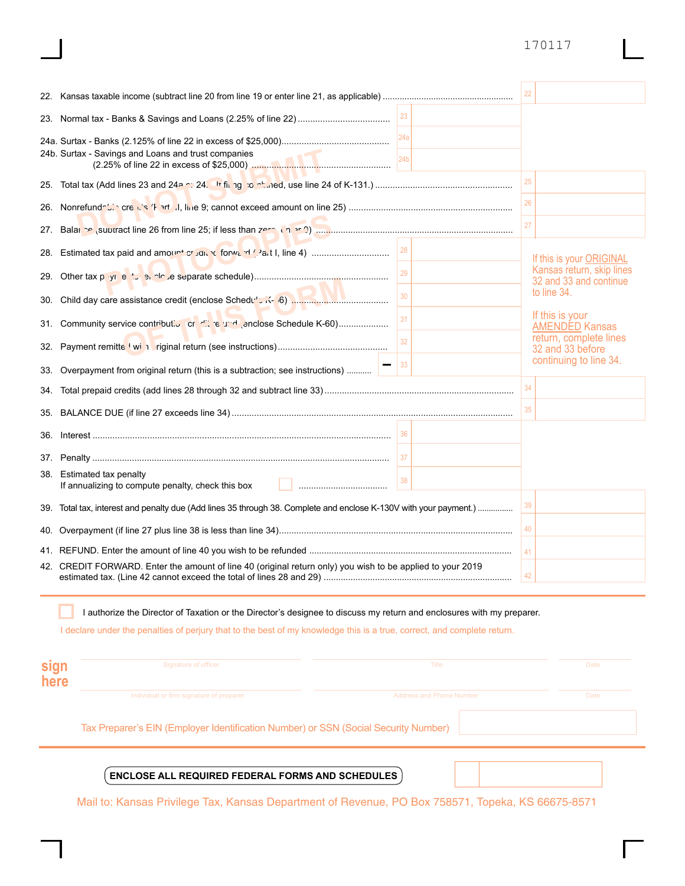170117

22. Kansas taxable income (subtract line 20 from line 19 or enter line 21, as applicable) ........ 22

23. Normal tax - Banks & Savings and Loans (2.25% of line 22) ........ 23

24a. Surtax - Banks (2.125% of line 22 in excess of $25,000) ........ 24a

24b. Surtax - Savings and Loans and trust companies (2.25% of line 22 in excess of $25,000) ........ 24b

25. Total tax (Add lines 23 and 24a or 24b. If filing combined, use line 24 of K-131.) ........ 25

26. Nonrefundable credits (Part II, line 9; cannot exceed amount on line 25) ........ 26

27. Balance (subtract line 26 from line 25; if less than zero, enter 0) ........ 27

28. Estimated tax paid and amount credited forward (Part I, line 4) ........ 28

29. Other tax payments (enclose separate schedule) ........ 29

30. Child day care assistance credit (enclose Schedule K-56) ........ 30

31. Community service contribution credit refund (enclose Schedule K-60) ........ 31

32. Payment remitted with original return (see instructions) ........ 32

33. Overpayment from original return (this is a subtraction; see instructions) ........ − 33

If this is your ORIGINAL Kansas return, skip lines 32 and 33 and continue to line 34.

If this is your AMENDED Kansas return, complete lines 32 and 33 before continuing to line 34.

34. Total prepaid credits (add lines 28 through 32 and subtract line 33) ........ 34

35. BALANCE DUE (if line 27 exceeds line 34) ........ 35

36. Interest ........ 36

37. Penalty ........ 37

38. Estimated tax penalty
If annualizing to compute penalty, check this box ☐ ........ 38

39. Total tax, interest and penalty due (Add lines 35 through 38. Complete and enclose K-130V with your payment.) ........ 39

40. Overpayment (if line 27 plus line 38 is less than line 34) ........ 40

41. REFUND. Enter the amount of line 40 you wish to be refunded ........ 41

42. CREDIT FORWARD. Enter the amount of line 40 (original return only) you wish to be applied to your 2019 estimated tax. (Line 42 cannot exceed the total of lines 28 and 29) ........ 42

---

☐ I authorize the Director of Taxation or the Director's designee to discuss my return and enclosures with my preparer.

I declare under the penalties of perjury that to the best of my knowledge this is a true, correct, and complete return.

**sign here**

| Signature of officer | Title | Date |
|---|---|---|
| Individual or firm signature of preparer | Address and Phone Number | Date |

Tax Preparer's EIN (Employer Identification Number) or SSN (Social Security Number)

---

**ENCLOSE ALL REQUIRED FEDERAL FORMS AND SCHEDULES**

Mail to: Kansas Privilege Tax, Kansas Department of Revenue, PO Box 758571, Topeka, KS 66675-8571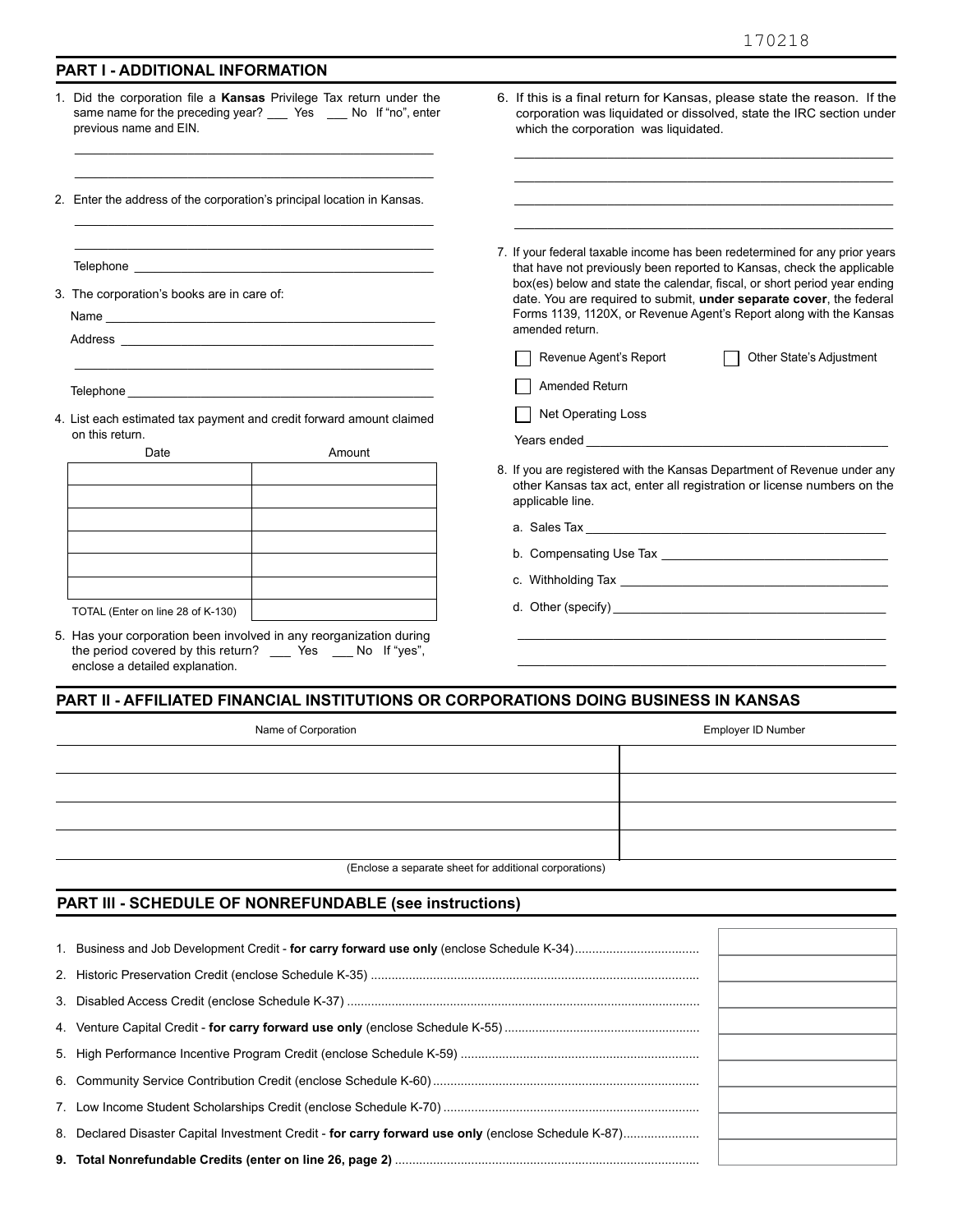170218

## PART I - ADDITIONAL INFORMATION

1. Did the corporation file a **Kansas** Privilege Tax return under the same name for the preceding year? ___ Yes ___ No If "no", enter previous name and EIN.

   ______________________________________________

   ______________________________________________

2. Enter the address of the corporation's principal location in Kansas.

   ______________________________________________

   ______________________________________________

   Telephone ______________________________________

3. The corporation's books are in care of:

   Name __________________________________________

   Address ________________________________________

   ______________________________________________

   Telephone ______________________________________

4. List each estimated tax payment and credit forward amount claimed on this return.

| Date | Amount |
|---|---|
| | |
| | |
| | |
| | |
| | |
| | |
| TOTAL (Enter on line 28 of K-130) | |

5. Has your corporation been involved in any reorganization during the period covered by this return? ___ Yes ___ No If "yes", enclose a detailed explanation.

6. If this is a final return for Kansas, please state the reason. If the corporation was liquidated or dissolved, state the IRC section under which the corporation was liquidated.

   ______________________________________________

   ______________________________________________

   ______________________________________________

   ______________________________________________

7. If your federal taxable income has been redetermined for any prior years that have not previously been reported to Kansas, check the applicable box(es) below and state the calendar, fiscal, or short period year ending date. You are required to submit, **under separate cover**, the federal Forms 1139, 1120X, or Revenue Agent's Report along with the Kansas amended return.

   - [ ] Revenue Agent's Report
   - [ ] Other State's Adjustment
   - [ ] Amended Return
   - [ ] Net Operating Loss

   Years ended ____________________________________

8. If you are registered with the Kansas Department of Revenue under any other Kansas tax act, enter all registration or license numbers on the applicable line.

   a. Sales Tax ____________________________________

   b. Compensating Use Tax __________________________

   c. Withholding Tax ______________________________

   d. Other (specify) _______________________________

   ______________________________________________

   ______________________________________________

## PART II - AFFILIATED FINANCIAL INSTITUTIONS OR CORPORATIONS DOING BUSINESS IN KANSAS

| Name of Corporation | Employer ID Number |
|---|---|
| | |
| | |
| | |
| | |

(Enclose a separate sheet for additional corporations)

## PART III - SCHEDULE OF NONREFUNDABLE (see instructions)

| | |
|---|---|
| 1. Business and Job Development Credit - **for carry forward use only** (enclose Schedule K-34) | |
| 2. Historic Preservation Credit (enclose Schedule K-35) | |
| 3. Disabled Access Credit (enclose Schedule K-37) | |
| 4. Venture Capital Credit - **for carry forward use only** (enclose Schedule K-55) | |
| 5. High Performance Incentive Program Credit (enclose Schedule K-59) | |
| 6. Community Service Contribution Credit (enclose Schedule K-60) | |
| 7. Low Income Student Scholarships Credit (enclose Schedule K-70) | |
| 8. Declared Disaster Capital Investment Credit - **for carry forward use only** (enclose Schedule K-87) | |
| **9. Total Nonrefundable Credits (enter on line 26, page 2)** | |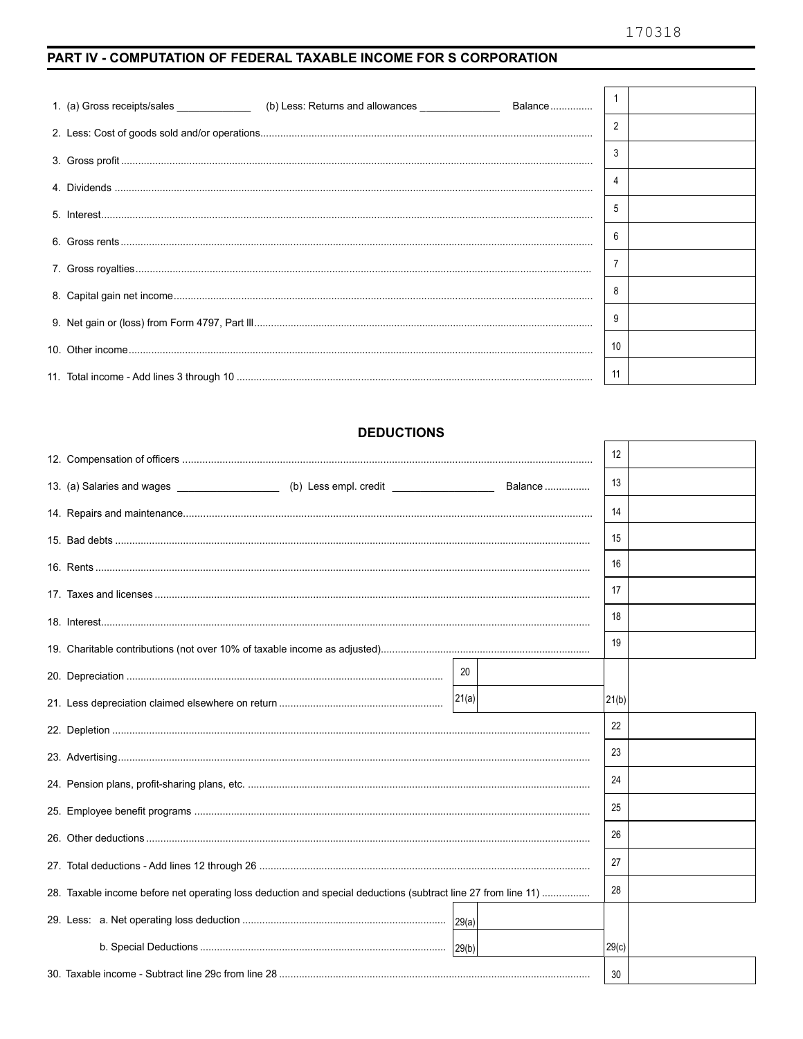170318

## PART IV - COMPUTATION OF FEDERAL TAXABLE INCOME FOR S CORPORATION

| | | |
|---|---|---|
| 1. (a) Gross receipts/sales \_\_\_\_\_\_\_\_\_\_\_\_ (b) Less: Returns and allowances \_\_\_\_\_\_\_\_\_\_\_\_ Balance | 1 | |
| 2. Less: Cost of goods sold and/or operations | 2 | |
| 3. Gross profit | 3 | |
| 4. Dividends | 4 | |
| 5. Interest | 5 | |
| 6. Gross rents | 6 | |
| 7. Gross royalties | 7 | |
| 8. Capital gain net income | 8 | |
| 9. Net gain or (loss) from Form 4797, Part III | 9 | |
| 10. Other income | 10 | |
| 11. Total income - Add lines 3 through 10 | 11 | |

### DEDUCTIONS

| | | | | |
|---|---|---|---|---|
| 12. Compensation of officers | | | 12 | |
| 13. (a) Salaries and wages \_\_\_\_\_\_\_\_\_\_\_\_ (b) Less empl. credit \_\_\_\_\_\_\_\_\_\_\_\_ Balance | | | 13 | |
| 14. Repairs and maintenance | | | 14 | |
| 15. Bad debts | | | 15 | |
| 16. Rents | | | 16 | |
| 17. Taxes and licenses | | | 17 | |
| 18. Interest | | | 18 | |
| 19. Charitable contributions (not over 10% of taxable income as adjusted) | | | 19 | |
| 20. Depreciation | 20 | | | |
| 21. Less depreciation claimed elsewhere on return | 21(a) | | 21(b) | |
| 22. Depletion | | | 22 | |
| 23. Advertising | | | 23 | |
| 24. Pension plans, profit-sharing plans, etc. | | | 24 | |
| 25. Employee benefit programs | | | 25 | |
| 26. Other deductions | | | 26 | |
| 27. Total deductions - Add lines 12 through 26 | | | 27 | |
| 28. Taxable income before net operating loss deduction and special deductions (subtract line 27 from line 11) | | | 28 | |
| 29. Less: a. Net operating loss deduction | 29(a) | | | |
| b. Special Deductions | 29(b) | | 29(c) | |
| 30. Taxable income - Subtract line 29c from line 28 | | | 30 | |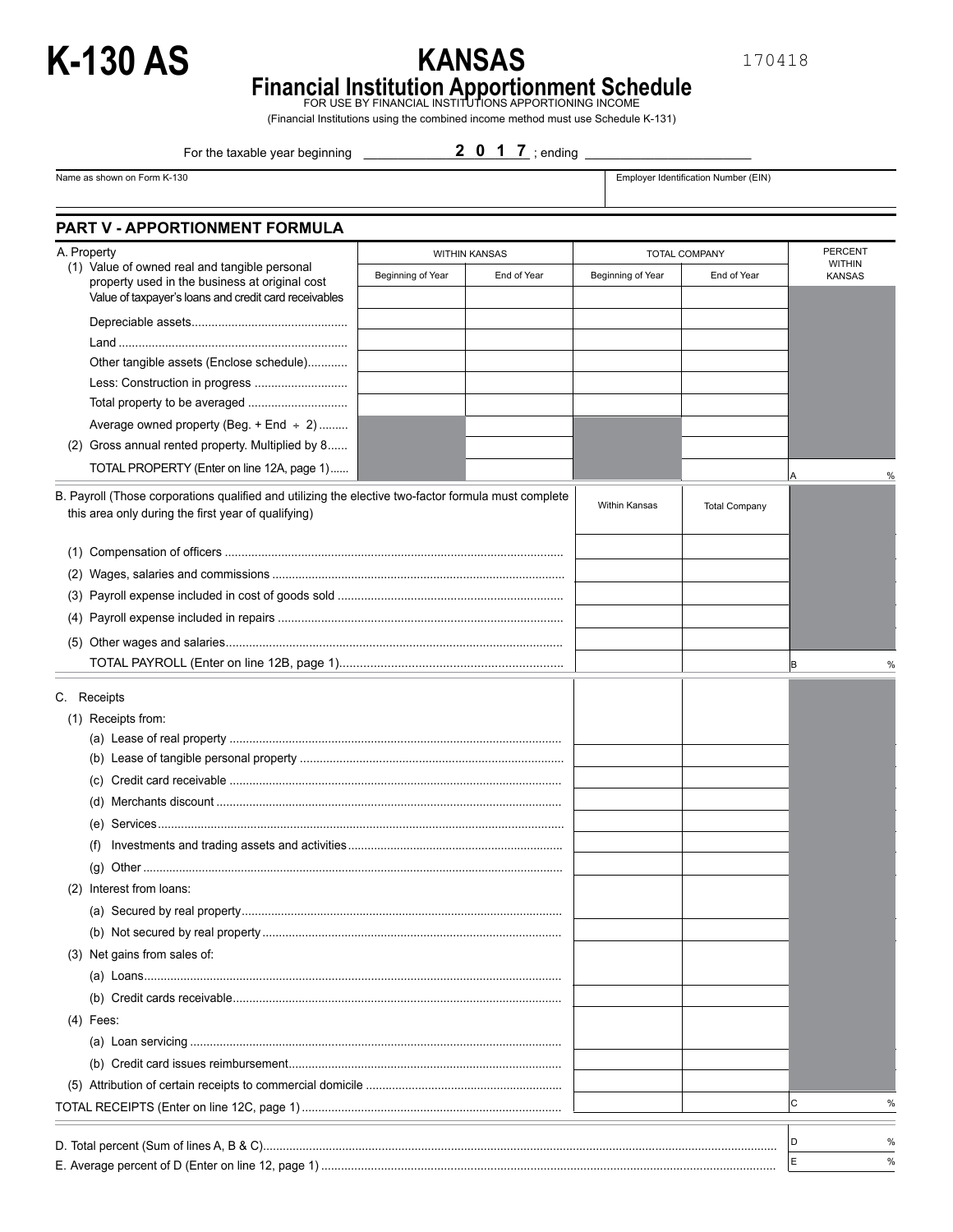# K-130 AS

170418

## KANSAS
## Financial Institution Apportionment Schedule

FOR USE BY FINANCIAL INSTITUTIONS APPORTIONING INCOME

(Financial Institutions using the combined income method must use Schedule K-131)

For the taxable year beginning ____________ **2 0 1 7** ; ending ____________________

| Name as shown on Form K-130 | Employer Identification Number (EIN) |
|---|---|
| | |

## PART V - APPORTIONMENT FORMULA

| A. Property | WITHIN KANSAS | | TOTAL COMPANY | | PERCENT WITHIN KANSAS |
|---|---|---|---|---|---|
| (1) Value of owned real and tangible personal property used in the business at original cost | Beginning of Year | End of Year | Beginning of Year | End of Year | |
| Value of taxpayer's loans and credit card receivables | | | | | |
| Depreciable assets | | | | | |
| Land | | | | | |
| Other tangible assets (Enclose schedule) | | | | | |
| Less: Construction in progress | | | | | |
| Total property to be averaged | | | | | |
| Average owned property (Beg. + End ÷ 2) | | | | | |
| (2) Gross annual rented property. Multiplied by 8 | | | | | |
| TOTAL PROPERTY (Enter on line 12A, page 1) | | | | | A % |

| B. Payroll (Those corporations qualified and utilizing the elective two-factor formula must complete this area only during the first year of qualifying) | Within Kansas | Total Company | |
|---|---|---|---|
| (1) Compensation of officers | | | |
| (2) Wages, salaries and commissions | | | |
| (3) Payroll expense included in cost of goods sold | | | |
| (4) Payroll expense included in repairs | | | |
| (5) Other wages and salaries | | | |
| TOTAL PAYROLL (Enter on line 12B, page 1) | | | B % |

| C. Receipts | | | |
|---|---|---|---|
| (1) Receipts from: | | | |
| (a) Lease of real property | | | |
| (b) Lease of tangible personal property | | | |
| (c) Credit card receivable | | | |
| (d) Merchants discount | | | |
| (e) Services | | | |
| (f) Investments and trading assets and activities | | | |
| (g) Other | | | |
| (2) Interest from loans: | | | |
| (a) Secured by real property | | | |
| (b) Not secured by real property | | | |
| (3) Net gains from sales of: | | | |
| (a) Loans | | | |
| (b) Credit cards receivable | | | |
| (4) Fees: | | | |
| (a) Loan servicing | | | |
| (b) Credit card issues reimbursement | | | |
| (5) Attribution of certain receipts to commercial domicile | | | |
| TOTAL RECEIPTS (Enter on line 12C, page 1) | | | C % |

| | |
|---|---|
| D. Total percent (Sum of lines A, B & C) | D % |
| E. Average percent of D (Enter on line 12, page 1) | E % |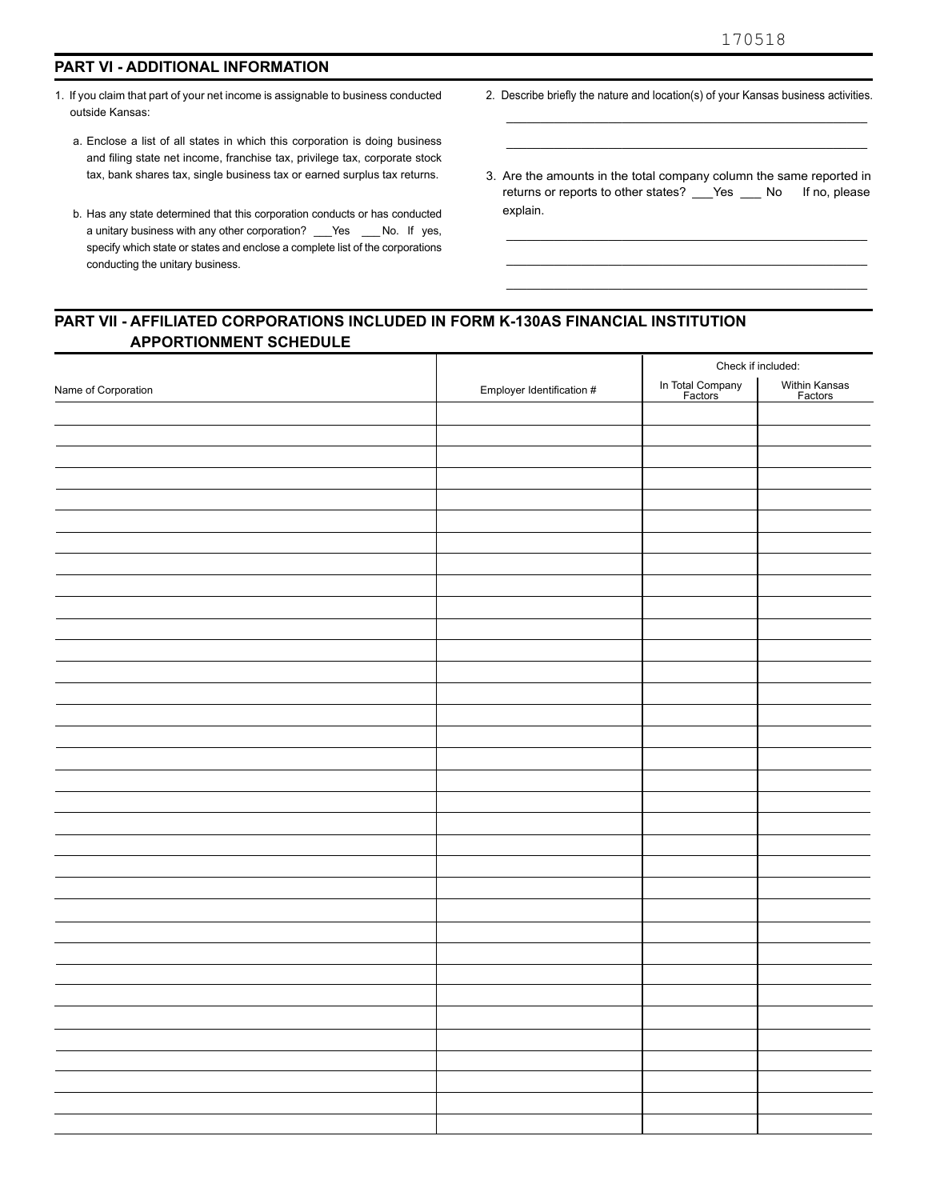170518

## PART VI - ADDITIONAL INFORMATION

1. If you claim that part of your net income is assignable to business conducted outside Kansas:

   a. Enclose a list of all states in which this corporation is doing business and filing state net income, franchise tax, privilege tax, corporate stock tax, bank shares tax, single business tax or earned surplus tax returns.

   b. Has any state determined that this corporation conducts or has conducted a unitary business with any other corporation? ___Yes ___No. If yes, specify which state or states and enclose a complete list of the corporations conducting the unitary business.

2. Describe briefly the nature and location(s) of your Kansas business activities.

   ______________________________________________________

   ______________________________________________________

3. Are the amounts in the total company column the same reported in returns or reports to other states? ___Yes ___ No If no, please explain.

   ______________________________________________________

   ______________________________________________________

   ______________________________________________________

## PART VII - AFFILIATED CORPORATIONS INCLUDED IN FORM K-130AS FINANCIAL INSTITUTION APPORTIONMENT SCHEDULE

| Name of Corporation | Employer Identification # | Check if included: In Total Company Factors | Within Kansas Factors |
|---|---|---|---|
| | | | |
| | | | |
| | | | |
| | | | |
| | | | |
| | | | |
| | | | |
| | | | |
| | | | |
| | | | |
| | | | |
| | | | |
| | | | |
| | | | |
| | | | |
| | | | |
| | | | |
| | | | |
| | | | |
| | | | |
| | | | |
| | | | |
| | | | |
| | | | |
| | | | |
| | | | |
| | | | |
| | | | |
| | | | |
| | | | |
| | | | |
| | | | |
| | | | |
| | | | |
| | | | |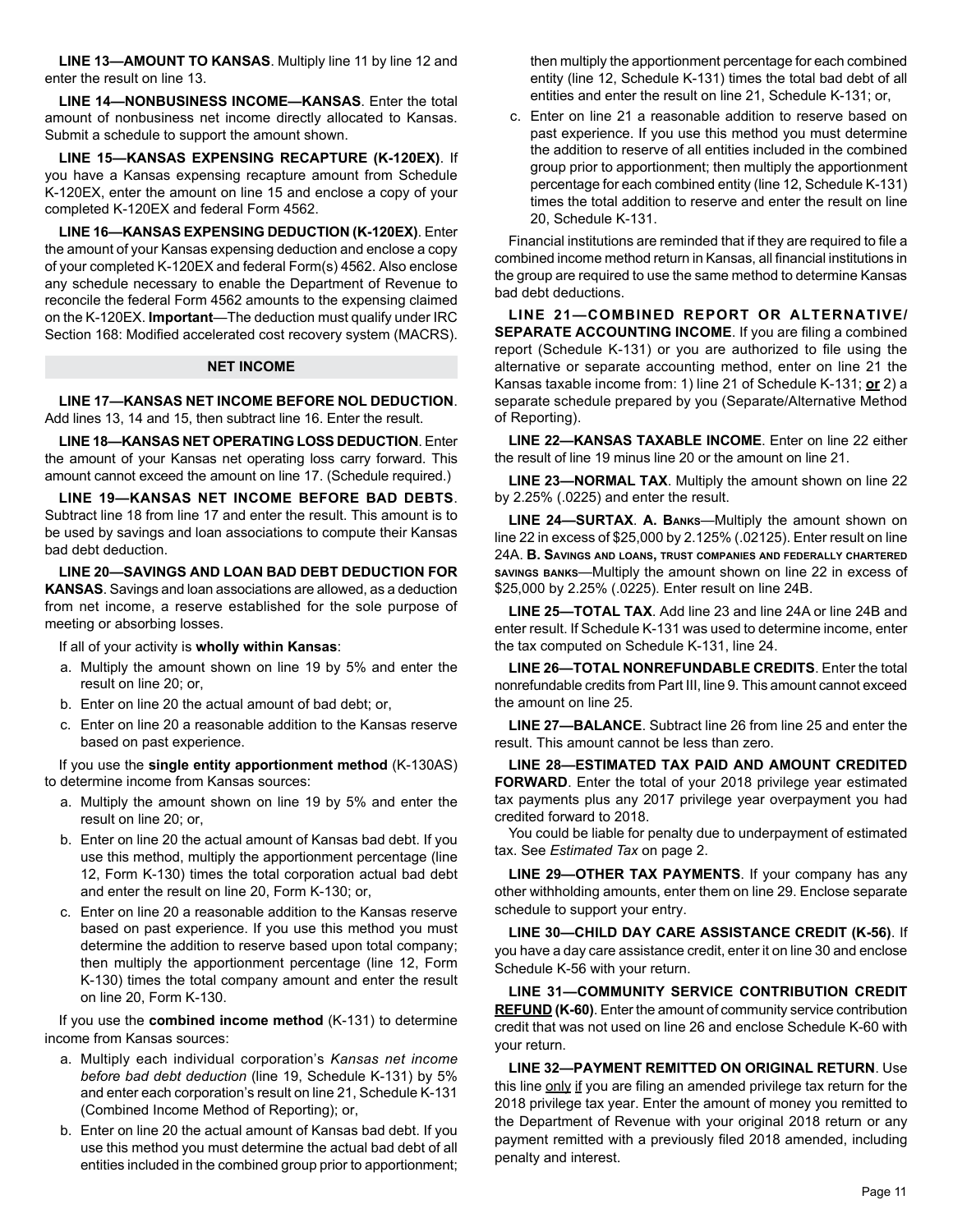**LINE 13—AMOUNT TO KANSAS**. Multiply line 11 by line 12 and enter the result on line 13.

**LINE 14—NONBUSINESS INCOME—KANSAS**. Enter the total amount of nonbusiness net income directly allocated to Kansas. Submit a schedule to support the amount shown.

**LINE 15—KANSAS EXPENSING RECAPTURE (K-120EX)**. If you have a Kansas expensing recapture amount from Schedule K-120EX, enter the amount on line 15 and enclose a copy of your completed K-120EX and federal Form 4562.

**LINE 16—KANSAS EXPENSING DEDUCTION (K-120EX)**. Enter the amount of your Kansas expensing deduction and enclose a copy of your completed K-120EX and federal Form(s) 4562. Also enclose any schedule necessary to enable the Department of Revenue to reconcile the federal Form 4562 amounts to the expensing claimed on the K-120EX. **Important**—The deduction must qualify under IRC Section 168: Modified accelerated cost recovery system (MACRS).

## NET INCOME

**LINE 17—KANSAS NET INCOME BEFORE NOL DEDUCTION**. Add lines 13, 14 and 15, then subtract line 16. Enter the result.

**LINE 18—KANSAS NET OPERATING LOSS DEDUCTION**. Enter the amount of your Kansas net operating loss carry forward. This amount cannot exceed the amount on line 17. (Schedule required.)

**LINE 19—KANSAS NET INCOME BEFORE BAD DEBTS**. Subtract line 18 from line 17 and enter the result. This amount is to be used by savings and loan associations to compute their Kansas bad debt deduction.

**LINE 20—SAVINGS AND LOAN BAD DEBT DEDUCTION FOR KANSAS**. Savings and loan associations are allowed, as a deduction from net income, a reserve established for the sole purpose of meeting or absorbing losses.

If all of your activity is **wholly within Kansas**:

a. Multiply the amount shown on line 19 by 5% and enter the result on line 20; or,
b. Enter on line 20 the actual amount of bad debt; or,
c. Enter on line 20 a reasonable addition to the Kansas reserve based on past experience.

If you use the **single entity apportionment method** (K-130AS) to determine income from Kansas sources:

a. Multiply the amount shown on line 19 by 5% and enter the result on line 20; or,
b. Enter on line 20 the actual amount of Kansas bad debt. If you use this method, multiply the apportionment percentage (line 12, Form K-130) times the total corporation actual bad debt and enter the result on line 20, Form K-130; or,
c. Enter on line 20 a reasonable addition to the Kansas reserve based on past experience. If you use this method you must determine the addition to reserve based upon total company; then multiply the apportionment percentage (line 12, Form K-130) times the total company amount and enter the result on line 20, Form K-130.

If you use the **combined income method** (K-131) to determine income from Kansas sources:

a. Multiply each individual corporation's *Kansas net income before bad debt deduction* (line 19, Schedule K-131) by 5% and enter each corporation's result on line 21, Schedule K-131 (Combined Income Method of Reporting); or,
b. Enter on line 20 the actual amount of Kansas bad debt. If you use this method you must determine the actual bad debt of all entities included in the combined group prior to apportionment; then multiply the apportionment percentage for each combined entity (line 12, Schedule K-131) times the total bad debt of all entities and enter the result on line 21, Schedule K-131; or,
c. Enter on line 21 a reasonable addition to reserve based on past experience. If you use this method you must determine the addition to reserve of all entities included in the combined group prior to apportionment; then multiply the apportionment percentage for each combined entity (line 12, Schedule K-131) times the total addition to reserve and enter the result on line 20, Schedule K-131.

Financial institutions are reminded that if they are required to file a combined income method return in Kansas, all financial institutions in the group are required to use the same method to determine Kansas bad debt deductions.

**LINE 21—COMBINED REPORT OR ALTERNATIVE/ SEPARATE ACCOUNTING INCOME**. If you are filing a combined report (Schedule K-131) or you are authorized to file using the alternative or separate accounting method, enter on line 21 the Kansas taxable income from: 1) line 21 of Schedule K-131; **or** 2) a separate schedule prepared by you (Separate/Alternative Method of Reporting).

**LINE 22—KANSAS TAXABLE INCOME**. Enter on line 22 either the result of line 19 minus line 20 or the amount on line 21.

**LINE 23—NORMAL TAX**. Multiply the amount shown on line 22 by 2.25% (.0225) and enter the result.

**LINE 24—SURTAX**. **A. BANKS**—Multiply the amount shown on line 22 in excess of $25,000 by 2.125% (.02125). Enter result on line 24A. **B. SAVINGS AND LOANS, TRUST COMPANIES AND FEDERALLY CHARTERED SAVINGS BANKS**—Multiply the amount shown on line 22 in excess of $25,000 by 2.25% (.0225). Enter result on line 24B.

**LINE 25—TOTAL TAX**. Add line 23 and line 24A or line 24B and enter result. If Schedule K-131 was used to determine income, enter the tax computed on Schedule K-131, line 24.

**LINE 26—TOTAL NONREFUNDABLE CREDITS**. Enter the total nonrefundable credits from Part III, line 9. This amount cannot exceed the amount on line 25.

**LINE 27—BALANCE**. Subtract line 26 from line 25 and enter the result. This amount cannot be less than zero.

**LINE 28—ESTIMATED TAX PAID AND AMOUNT CREDITED FORWARD**. Enter the total of your 2018 privilege year estimated tax payments plus any 2017 privilege year overpayment you had credited forward to 2018.

You could be liable for penalty due to underpayment of estimated tax. See *Estimated Tax* on page 2.

**LINE 29—OTHER TAX PAYMENTS**. If your company has any other withholding amounts, enter them on line 29. Enclose separate schedule to support your entry.

**LINE 30—CHILD DAY CARE ASSISTANCE CREDIT (K-56)**. If you have a day care assistance credit, enter it on line 30 and enclose Schedule K-56 with your return.

**LINE 31—COMMUNITY SERVICE CONTRIBUTION CREDIT REFUND (K-60)**. Enter the amount of community service contribution credit that was not used on line 26 and enclose Schedule K-60 with your return.

**LINE 32—PAYMENT REMITTED ON ORIGINAL RETURN**. Use this line only if you are filing an amended privilege tax return for the 2018 privilege tax year. Enter the amount of money you remitted to the Department of Revenue with your original 2018 return or any payment remitted with a previously filed 2018 amended, including penalty and interest.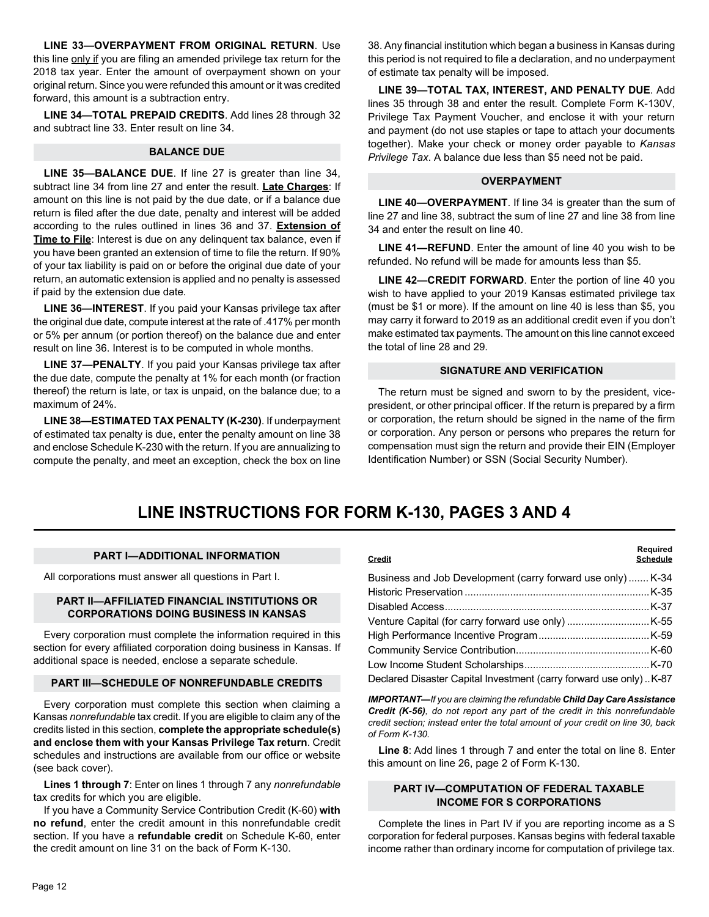**LINE 33—OVERPAYMENT FROM ORIGINAL RETURN**. Use this line only if you are filing an amended privilege tax return for the 2018 tax year. Enter the amount of overpayment shown on your original return. Since you were refunded this amount or it was credited forward, this amount is a subtraction entry.

**LINE 34—TOTAL PREPAID CREDITS**. Add lines 28 through 32 and subtract line 33. Enter result on line 34.

### BALANCE DUE

**LINE 35—BALANCE DUE**. If line 27 is greater than line 34, subtract line 34 from line 27 and enter the result. **Late Charges**: If amount on this line is not paid by the due date, or if a balance due return is filed after the due date, penalty and interest will be added according to the rules outlined in lines 36 and 37. **Extension of Time to File**: Interest is due on any delinquent tax balance, even if you have been granted an extension of time to file the return. If 90% of your tax liability is paid on or before the original due date of your return, an automatic extension is applied and no penalty is assessed if paid by the extension due date.

**LINE 36—INTEREST**. If you paid your Kansas privilege tax after the original due date, compute interest at the rate of .417% per month or 5% per annum (or portion thereof) on the balance due and enter result on line 36. Interest is to be computed in whole months.

**LINE 37—PENALTY**. If you paid your Kansas privilege tax after the due date, compute the penalty at 1% for each month (or fraction thereof) the return is late, or tax is unpaid, on the balance due; to a maximum of 24%.

**LINE 38—ESTIMATED TAX PENALTY (K-230)**. If underpayment of estimated tax penalty is due, enter the penalty amount on line 38 and enclose Schedule K-230 with the return. If you are annualizing to compute the penalty, and meet an exception, check the box on line 38. Any financial institution which began a business in Kansas during this period is not required to file a declaration, and no underpayment of estimate tax penalty will be imposed.

**LINE 39—TOTAL TAX, INTEREST, AND PENALTY DUE**. Add lines 35 through 38 and enter the result. Complete Form K-130V, Privilege Tax Payment Voucher, and enclose it with your return and payment (do not use staples or tape to attach your documents together). Make your check or money order payable to *Kansas Privilege Tax*. A balance due less than $5 need not be paid.

### OVERPAYMENT

**LINE 40—OVERPAYMENT**. If line 34 is greater than the sum of line 27 and line 38, subtract the sum of line 27 and line 38 from line 34 and enter the result on line 40.

**LINE 41—REFUND**. Enter the amount of line 40 you wish to be refunded. No refund will be made for amounts less than $5.

**LINE 42—CREDIT FORWARD**. Enter the portion of line 40 you wish to have applied to your 2019 Kansas estimated privilege tax (must be $1 or more). If the amount on line 40 is less than $5, you may carry it forward to 2019 as an additional credit even if you don't make estimated tax payments. The amount on this line cannot exceed the total of line 28 and 29.

### SIGNATURE AND VERIFICATION

The return must be signed and sworn to by the president, vice-president, or other principal officer. If the return is prepared by a firm or corporation, the return should be signed in the name of the firm or corporation. Any person or persons who prepares the return for compensation must sign the return and provide their EIN (Employer Identification Number) or SSN (Social Security Number).

# LINE INSTRUCTIONS FOR FORM K-130, PAGES 3 AND 4

### PART I—ADDITIONAL INFORMATION

All corporations must answer all questions in Part I.

### PART II—AFFILIATED FINANCIAL INSTITUTIONS OR CORPORATIONS DOING BUSINESS IN KANSAS

Every corporation must complete the information required in this section for every affiliated corporation doing business in Kansas. If additional space is needed, enclose a separate schedule.

### PART III—SCHEDULE OF NONREFUNDABLE CREDITS

Every corporation must complete this section when claiming a Kansas *nonrefundable* tax credit. If you are eligible to claim any of the credits listed in this section, **complete the appropriate schedule(s) and enclose them with your Kansas Privilege Tax return**. Credit schedules and instructions are available from our office or website (see back cover).

**Lines 1 through 7**: Enter on lines 1 through 7 any *nonrefundable* tax credits for which you are eligible.

If you have a Community Service Contribution Credit (K-60) **with no refund**, enter the credit amount in this nonrefundable credit section. If you have a **refundable credit** on Schedule K-60, enter the credit amount on line 31 on the back of Form K-130.

| Credit | Required Schedule |
|---|---|
| Business and Job Development (carry forward use only) | K-34 |
| Historic Preservation | K-35 |
| Disabled Access | K-37 |
| Venture Capital (for carry forward use only) | K-55 |
| High Performance Incentive Program | K-59 |
| Community Service Contribution | K-60 |
| Low Income Student Scholarships | K-70 |
| Declared Disaster Capital Investment (carry forward use only) | K-87 |

***IMPORTANT—****If you are claiming the refundable* ***Child Day Care Assistance Credit (K-56)****, do not report any part of the credit in this nonrefundable credit section; instead enter the total amount of your credit on line 30, back of Form K-130.*

**Line 8**: Add lines 1 through 7 and enter the total on line 8. Enter this amount on line 26, page 2 of Form K-130.

### PART IV—COMPUTATION OF FEDERAL TAXABLE INCOME FOR S CORPORATIONS

Complete the lines in Part IV if you are reporting income as a S corporation for federal purposes. Kansas begins with federal taxable income rather than ordinary income for computation of privilege tax.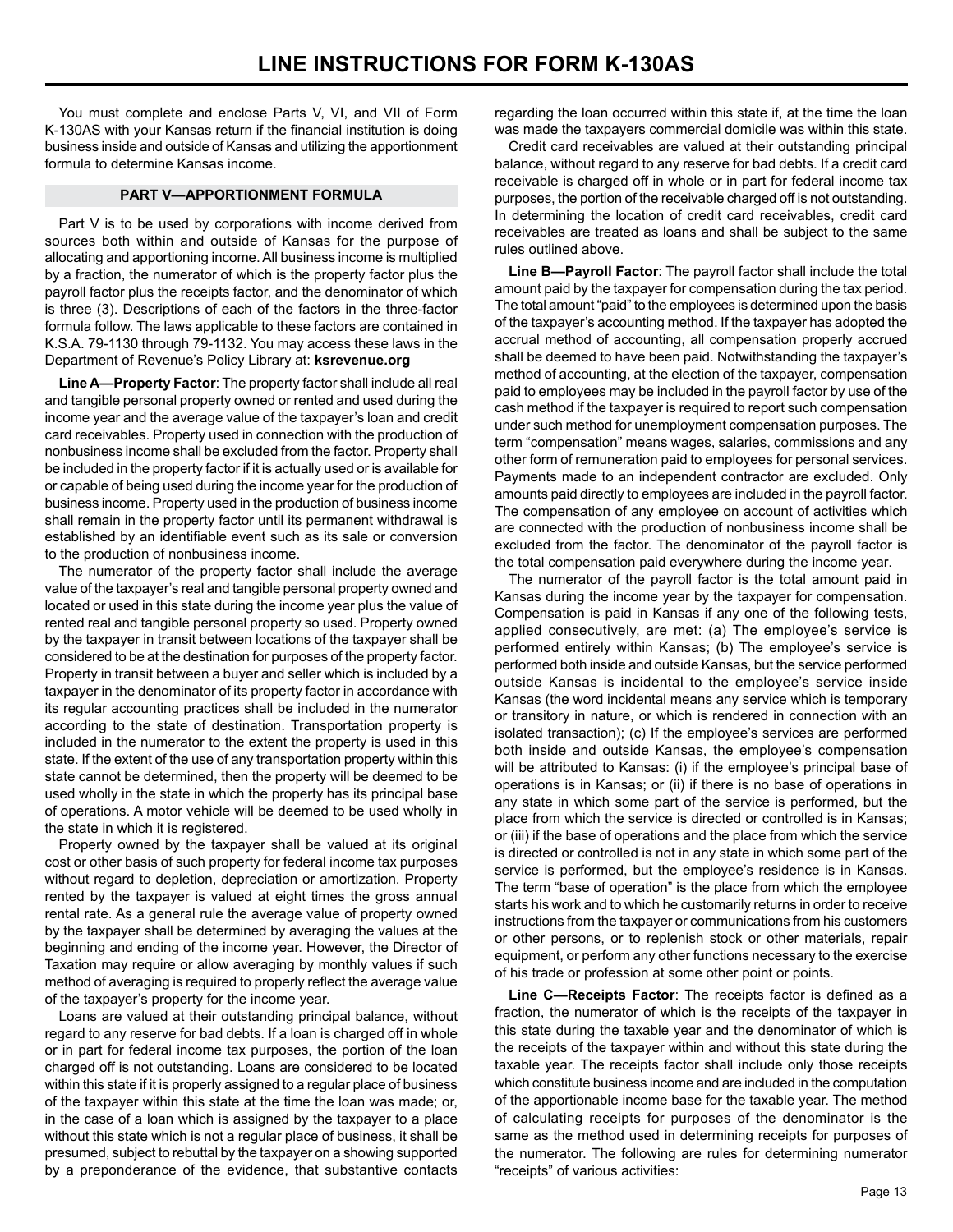# LINE INSTRUCTIONS FOR FORM K-130AS

You must complete and enclose Parts V, VI, and VII of Form K-130AS with your Kansas return if the financial institution is doing business inside and outside of Kansas and utilizing the apportionment formula to determine Kansas income.

## PART V—APPORTIONMENT FORMULA

Part V is to be used by corporations with income derived from sources both within and outside of Kansas for the purpose of allocating and apportioning income. All business income is multiplied by a fraction, the numerator of which is the property factor plus the payroll factor plus the receipts factor, and the denominator of which is three (3). Descriptions of each of the factors in the three-factor formula follow. The laws applicable to these factors are contained in K.S.A. 79-1130 through 79-1132. You may access these laws in the Department of Revenue's Policy Library at: **ksrevenue.org**

**Line A—Property Factor**: The property factor shall include all real and tangible personal property owned or rented and used during the income year and the average value of the taxpayer's loan and credit card receivables. Property used in connection with the production of nonbusiness income shall be excluded from the factor. Property shall be included in the property factor if it is actually used or is available for or capable of being used during the income year for the production of business income. Property used in the production of business income shall remain in the property factor until its permanent withdrawal is established by an identifiable event such as its sale or conversion to the production of nonbusiness income.

The numerator of the property factor shall include the average value of the taxpayer's real and tangible personal property owned and located or used in this state during the income year plus the value of rented real and tangible personal property so used. Property owned by the taxpayer in transit between locations of the taxpayer shall be considered to be at the destination for purposes of the property factor. Property in transit between a buyer and seller which is included by a taxpayer in the denominator of its property factor in accordance with its regular accounting practices shall be included in the numerator according to the state of destination. Transportation property is included in the numerator to the extent the property is used in this state. If the extent of the use of any transportation property within this state cannot be determined, then the property will be deemed to be used wholly in the state in which the property has its principal base of operations. A motor vehicle will be deemed to be used wholly in the state in which it is registered.

Property owned by the taxpayer shall be valued at its original cost or other basis of such property for federal income tax purposes without regard to depletion, depreciation or amortization. Property rented by the taxpayer is valued at eight times the gross annual rental rate. As a general rule the average value of property owned by the taxpayer shall be determined by averaging the values at the beginning and ending of the income year. However, the Director of Taxation may require or allow averaging by monthly values if such method of averaging is required to properly reflect the average value of the taxpayer's property for the income year.

Loans are valued at their outstanding principal balance, without regard to any reserve for bad debts. If a loan is charged off in whole or in part for federal income tax purposes, the portion of the loan charged off is not outstanding. Loans are considered to be located within this state if it is properly assigned to a regular place of business of the taxpayer within this state at the time the loan was made; or, in the case of a loan which is assigned by the taxpayer to a place without this state which is not a regular place of business, it shall be presumed, subject to rebuttal by the taxpayer on a showing supported by a preponderance of the evidence, that substantive contacts regarding the loan occurred within this state if, at the time the loan was made the taxpayers commercial domicile was within this state.

Credit card receivables are valued at their outstanding principal balance, without regard to any reserve for bad debts. If a credit card receivable is charged off in whole or in part for federal income tax purposes, the portion of the receivable charged off is not outstanding. In determining the location of credit card receivables, credit card receivables are treated as loans and shall be subject to the same rules outlined above.

**Line B—Payroll Factor**: The payroll factor shall include the total amount paid by the taxpayer for compensation during the tax period. The total amount "paid" to the employees is determined upon the basis of the taxpayer's accounting method. If the taxpayer has adopted the accrual method of accounting, all compensation properly accrued shall be deemed to have been paid. Notwithstanding the taxpayer's method of accounting, at the election of the taxpayer, compensation paid to employees may be included in the payroll factor by use of the cash method if the taxpayer is required to report such compensation under such method for unemployment compensation purposes. The term "compensation" means wages, salaries, commissions and any other form of remuneration paid to employees for personal services. Payments made to an independent contractor are excluded. Only amounts paid directly to employees are included in the payroll factor. The compensation of any employee on account of activities which are connected with the production of nonbusiness income shall be excluded from the factor. The denominator of the payroll factor is the total compensation paid everywhere during the income year.

The numerator of the payroll factor is the total amount paid in Kansas during the income year by the taxpayer for compensation. Compensation is paid in Kansas if any one of the following tests, applied consecutively, are met: (a) The employee's service is performed entirely within Kansas; (b) The employee's service is performed both inside and outside Kansas, but the service performed outside Kansas is incidental to the employee's service inside Kansas (the word incidental means any service which is temporary or transitory in nature, or which is rendered in connection with an isolated transaction); (c) If the employee's services are performed both inside and outside Kansas, the employee's compensation will be attributed to Kansas: (i) if the employee's principal base of operations is in Kansas; or (ii) if there is no base of operations in any state in which some part of the service is performed, but the place from which the service is directed or controlled is in Kansas; or (iii) if the base of operations and the place from which the service is directed or controlled is not in any state in which some part of the service is performed, but the employee's residence is in Kansas. The term "base of operation" is the place from which the employee starts his work and to which he customarily returns in order to receive instructions from the taxpayer or communications from his customers or other persons, or to replenish stock or other materials, repair equipment, or perform any other functions necessary to the exercise of his trade or profession at some other point or points.

**Line C—Receipts Factor**: The receipts factor is defined as a fraction, the numerator of which is the receipts of the taxpayer in this state during the taxable year and the denominator of which is the receipts of the taxpayer within and without this state during the taxable year. The receipts factor shall include only those receipts which constitute business income and are included in the computation of the apportionable income base for the taxable year. The method of calculating receipts for purposes of the denominator is the same as the method used in determining receipts for purposes of the numerator. The following are rules for determining numerator "receipts" of various activities: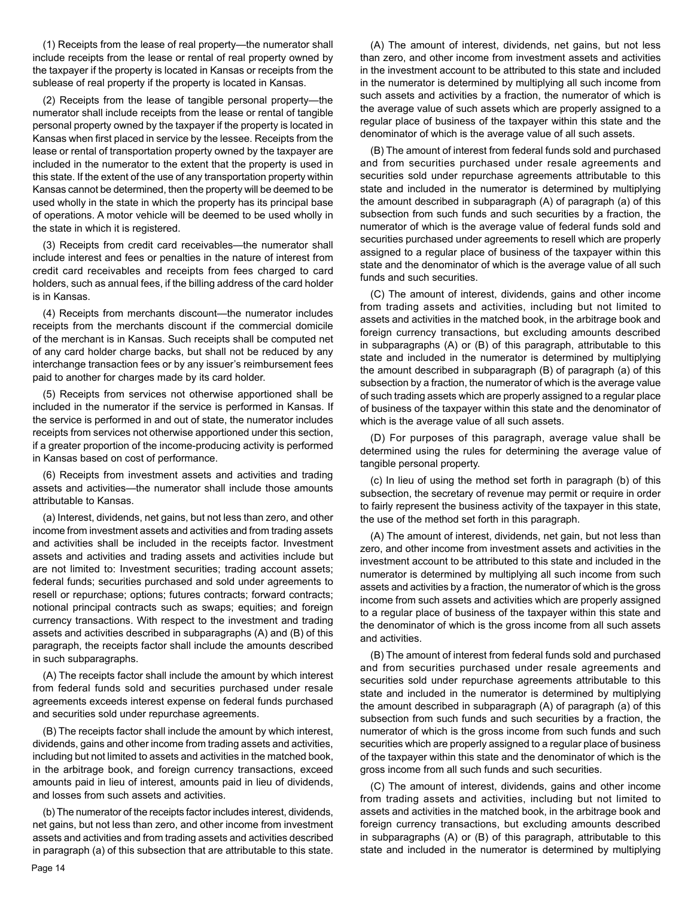(1) Receipts from the lease of real property—the numerator shall include receipts from the lease or rental of real property owned by the taxpayer if the property is located in Kansas or receipts from the sublease of real property if the property is located in Kansas.

(2) Receipts from the lease of tangible personal property—the numerator shall include receipts from the lease or rental of tangible personal property owned by the taxpayer if the property is located in Kansas when first placed in service by the lessee. Receipts from the lease or rental of transportation property owned by the taxpayer are included in the numerator to the extent that the property is used in this state. If the extent of the use of any transportation property within Kansas cannot be determined, then the property will be deemed to be used wholly in the state in which the property has its principal base of operations. A motor vehicle will be deemed to be used wholly in the state in which it is registered.

(3) Receipts from credit card receivables—the numerator shall include interest and fees or penalties in the nature of interest from credit card receivables and receipts from fees charged to card holders, such as annual fees, if the billing address of the card holder is in Kansas.

(4) Receipts from merchants discount—the numerator includes receipts from the merchants discount if the commercial domicile of the merchant is in Kansas. Such receipts shall be computed net of any card holder charge backs, but shall not be reduced by any interchange transaction fees or by any issuer's reimbursement fees paid to another for charges made by its card holder.

(5) Receipts from services not otherwise apportioned shall be included in the numerator if the service is performed in Kansas. If the service is performed in and out of state, the numerator includes receipts from services not otherwise apportioned under this section, if a greater proportion of the income-producing activity is performed in Kansas based on cost of performance.

(6) Receipts from investment assets and activities and trading assets and activities—the numerator shall include those amounts attributable to Kansas.

(a) Interest, dividends, net gains, but not less than zero, and other income from investment assets and activities and from trading assets and activities shall be included in the receipts factor. Investment assets and activities and trading assets and activities include but are not limited to: Investment securities; trading account assets; federal funds; securities purchased and sold under agreements to resell or repurchase; options; futures contracts; forward contracts; notional principal contracts such as swaps; equities; and foreign currency transactions. With respect to the investment and trading assets and activities described in subparagraphs (A) and (B) of this paragraph, the receipts factor shall include the amounts described in such subparagraphs.

(A) The receipts factor shall include the amount by which interest from federal funds sold and securities purchased under resale agreements exceeds interest expense on federal funds purchased and securities sold under repurchase agreements.

(B) The receipts factor shall include the amount by which interest, dividends, gains and other income from trading assets and activities, including but not limited to assets and activities in the matched book, in the arbitrage book, and foreign currency transactions, exceed amounts paid in lieu of interest, amounts paid in lieu of dividends, and losses from such assets and activities.

(b) The numerator of the receipts factor includes interest, dividends, net gains, but not less than zero, and other income from investment assets and activities and from trading assets and activities described in paragraph (a) of this subsection that are attributable to this state.

(A) The amount of interest, dividends, net gains, but not less than zero, and other income from investment assets and activities in the investment account to be attributed to this state and included in the numerator is determined by multiplying all such income from such assets and activities by a fraction, the numerator of which is the average value of such assets which are properly assigned to a regular place of business of the taxpayer within this state and the denominator of which is the average value of all such assets.

(B) The amount of interest from federal funds sold and purchased and from securities purchased under resale agreements and securities sold under repurchase agreements attributable to this state and included in the numerator is determined by multiplying the amount described in subparagraph (A) of paragraph (a) of this subsection from such funds and such securities by a fraction, the numerator of which is the average value of federal funds sold and securities purchased under agreements to resell which are properly assigned to a regular place of business of the taxpayer within this state and the denominator of which is the average value of all such funds and such securities.

(C) The amount of interest, dividends, gains and other income from trading assets and activities, including but not limited to assets and activities in the matched book, in the arbitrage book and foreign currency transactions, but excluding amounts described in subparagraphs (A) or (B) of this paragraph, attributable to this state and included in the numerator is determined by multiplying the amount described in subparagraph (B) of paragraph (a) of this subsection by a fraction, the numerator of which is the average value of such trading assets which are properly assigned to a regular place of business of the taxpayer within this state and the denominator of which is the average value of all such assets.

(D) For purposes of this paragraph, average value shall be determined using the rules for determining the average value of tangible personal property.

(c) In lieu of using the method set forth in paragraph (b) of this subsection, the secretary of revenue may permit or require in order to fairly represent the business activity of the taxpayer in this state, the use of the method set forth in this paragraph.

(A) The amount of interest, dividends, net gain, but not less than zero, and other income from investment assets and activities in the investment account to be attributed to this state and included in the numerator is determined by multiplying all such income from such assets and activities by a fraction, the numerator of which is the gross income from such assets and activities which are properly assigned to a regular place of business of the taxpayer within this state and the denominator of which is the gross income from all such assets and activities.

(B) The amount of interest from federal funds sold and purchased and from securities purchased under resale agreements and securities sold under repurchase agreements attributable to this state and included in the numerator is determined by multiplying the amount described in subparagraph (A) of paragraph (a) of this subsection from such funds and such securities by a fraction, the numerator of which is the gross income from such funds and such securities which are properly assigned to a regular place of business of the taxpayer within this state and the denominator of which is the gross income from all such funds and such securities.

(C) The amount of interest, dividends, gains and other income from trading assets and activities, including but not limited to assets and activities in the matched book, in the arbitrage book and foreign currency transactions, but excluding amounts described in subparagraphs (A) or (B) of this paragraph, attributable to this state and included in the numerator is determined by multiplying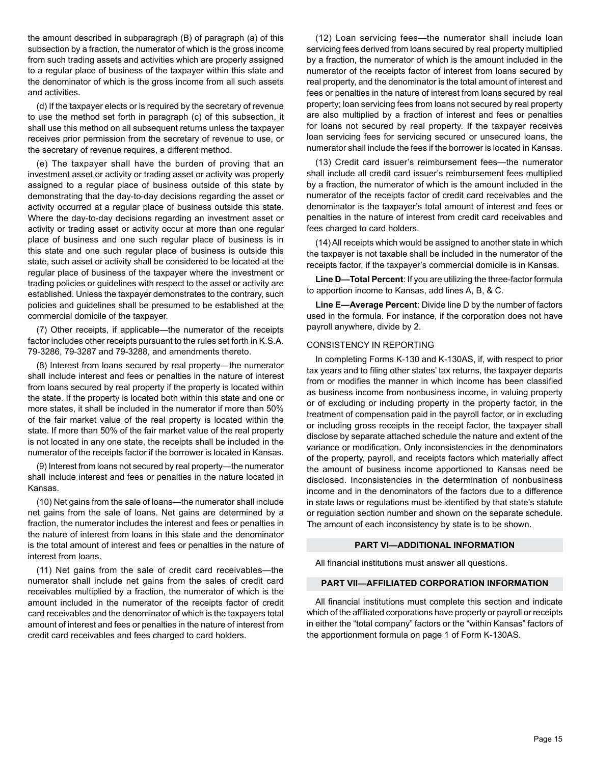the amount described in subparagraph (B) of paragraph (a) of this subsection by a fraction, the numerator of which is the gross income from such trading assets and activities which are properly assigned to a regular place of business of the taxpayer within this state and the denominator of which is the gross income from all such assets and activities.

(d) If the taxpayer elects or is required by the secretary of revenue to use the method set forth in paragraph (c) of this subsection, it shall use this method on all subsequent returns unless the taxpayer receives prior permission from the secretary of revenue to use, or the secretary of revenue requires, a different method.

(e) The taxpayer shall have the burden of proving that an investment asset or activity or trading asset or activity was properly assigned to a regular place of business outside of this state by demonstrating that the day-to-day decisions regarding the asset or activity occurred at a regular place of business outside this state. Where the day-to-day decisions regarding an investment asset or activity or trading asset or activity occur at more than one regular place of business and one such regular place of business is in this state and one such regular place of business is outside this state, such asset or activity shall be considered to be located at the regular place of business of the taxpayer where the investment or trading policies or guidelines with respect to the asset or activity are established. Unless the taxpayer demonstrates to the contrary, such policies and guidelines shall be presumed to be established at the commercial domicile of the taxpayer.

(7) Other receipts, if applicable—the numerator of the receipts factor includes other receipts pursuant to the rules set forth in K.S.A. 79-3286, 79-3287 and 79-3288, and amendments thereto.

(8) Interest from loans secured by real property—the numerator shall include interest and fees or penalties in the nature of interest from loans secured by real property if the property is located within the state. If the property is located both within this state and one or more states, it shall be included in the numerator if more than 50% of the fair market value of the real property is located within the state. If more than 50% of the fair market value of the real property is not located in any one state, the receipts shall be included in the numerator of the receipts factor if the borrower is located in Kansas.

(9) Interest from loans not secured by real property—the numerator shall include interest and fees or penalties in the nature located in Kansas.

(10) Net gains from the sale of loans—the numerator shall include net gains from the sale of loans. Net gains are determined by a fraction, the numerator includes the interest and fees or penalties in the nature of interest from loans in this state and the denominator is the total amount of interest and fees or penalties in the nature of interest from loans.

(11) Net gains from the sale of credit card receivables—the numerator shall include net gains from the sales of credit card receivables multiplied by a fraction, the numerator of which is the amount included in the numerator of the receipts factor of credit card receivables and the denominator of which is the taxpayers total amount of interest and fees or penalties in the nature of interest from credit card receivables and fees charged to card holders.

(12) Loan servicing fees—the numerator shall include loan servicing fees derived from loans secured by real property multiplied by a fraction, the numerator of which is the amount included in the numerator of the receipts factor of interest from loans secured by real property, and the denominator is the total amount of interest and fees or penalties in the nature of interest from loans secured by real property; loan servicing fees from loans not secured by real property are also multiplied by a fraction of interest and fees or penalties for loans not secured by real property. If the taxpayer receives loan servicing fees for servicing secured or unsecured loans, the numerator shall include the fees if the borrower is located in Kansas.

(13) Credit card issuer's reimbursement fees—the numerator shall include all credit card issuer's reimbursement fees multiplied by a fraction, the numerator of which is the amount included in the numerator of the receipts factor of credit card receivables and the denominator is the taxpayer's total amount of interest and fees or penalties in the nature of interest from credit card receivables and fees charged to card holders.

(14) All receipts which would be assigned to another state in which the taxpayer is not taxable shall be included in the numerator of the receipts factor, if the taxpayer's commercial domicile is in Kansas.

**Line D—Total Percent**: If you are utilizing the three-factor formula to apportion income to Kansas, add lines A, B, & C.

**Line E—Average Percent**: Divide line D by the number of factors used in the formula. For instance, if the corporation does not have payroll anywhere, divide by 2.

CONSISTENCY IN REPORTING

In completing Forms K-130 and K-130AS, if, with respect to prior tax years and to filing other states' tax returns, the taxpayer departs from or modifies the manner in which income has been classified as business income from nonbusiness income, in valuing property or of excluding or including property in the property factor, in the treatment of compensation paid in the payroll factor, or in excluding or including gross receipts in the receipt factor, the taxpayer shall disclose by separate attached schedule the nature and extent of the variance or modification. Only inconsistencies in the denominators of the property, payroll, and receipts factors which materially affect the amount of business income apportioned to Kansas need be disclosed. Inconsistencies in the determination of nonbusiness income and in the denominators of the factors due to a difference in state laws or regulations must be identified by that state's statute or regulation section number and shown on the separate schedule. The amount of each inconsistency by state is to be shown.

## PART VI—ADDITIONAL INFORMATION

All financial institutions must answer all questions.

## PART VII—AFFILIATED CORPORATION INFORMATION

All financial institutions must complete this section and indicate which of the affiliated corporations have property or payroll or receipts in either the "total company" factors or the "within Kansas" factors of the apportionment formula on page 1 of Form K-130AS.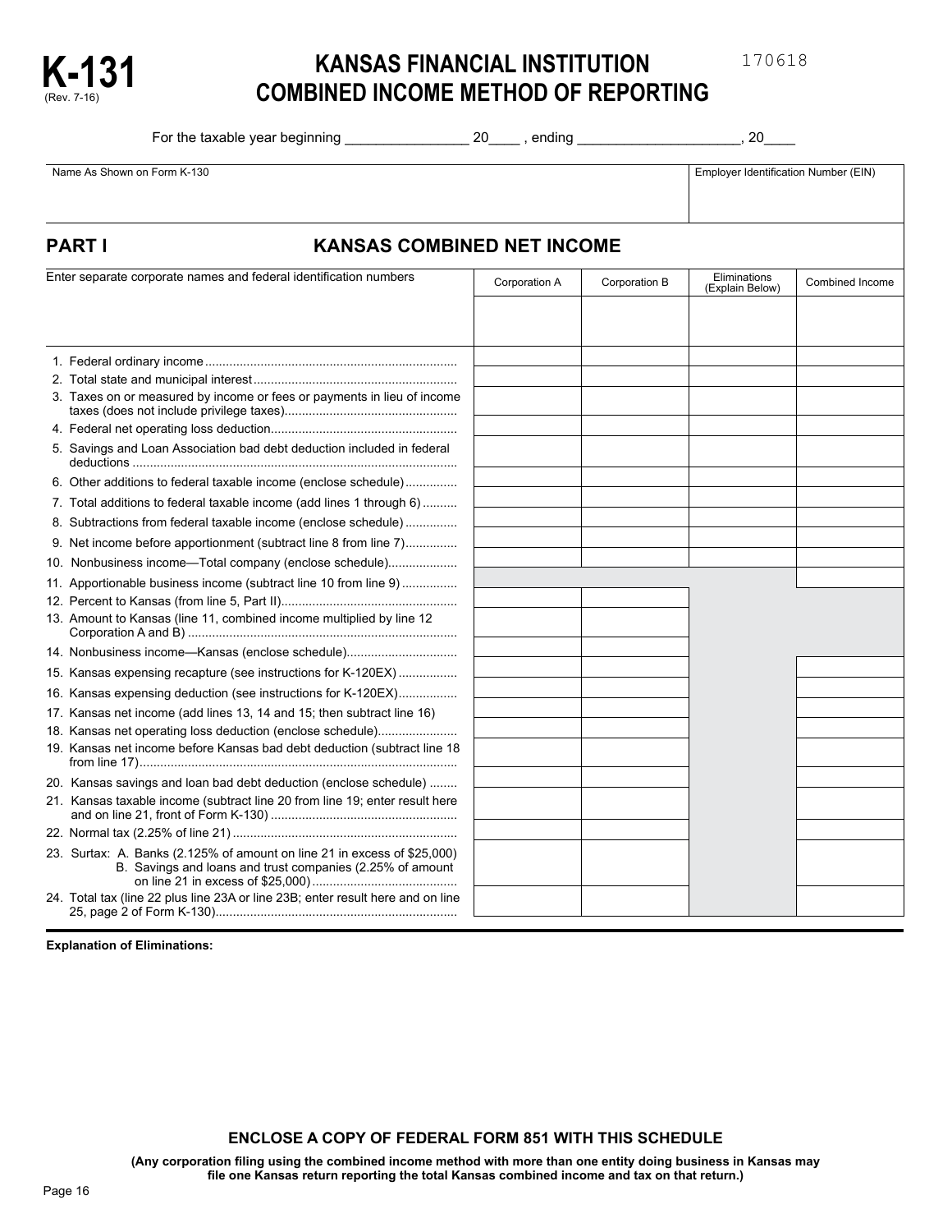# K-131
(Rev. 7-16)

# KANSAS FINANCIAL INSTITUTION COMBINED INCOME METHOD OF REPORTING

170618

For the taxable year beginning _______________ 20____ , ending ____________________, 20____

| Name As Shown on Form K-130 | Employer Identification Number (EIN) |
|---|---|
| | |

## PART I KANSAS COMBINED NET INCOME

| Enter separate corporate names and federal identification numbers | Corporation A | Corporation B | Eliminations (Explain Below) | Combined Income |
|---|---|---|---|---|
| | | | | |
| 1. Federal ordinary income | | | | |
| 2. Total state and municipal interest | | | | |
| 3. Taxes on or measured by income or fees or payments in lieu of income taxes (does not include privilege taxes) | | | | |
| 4. Federal net operating loss deduction | | | | |
| 5. Savings and Loan Association bad debt deduction included in federal deductions | | | | |
| 6. Other additions to federal taxable income (enclose schedule) | | | | |
| 7. Total additions to federal taxable income (add lines 1 through 6) | | | | |
| 8. Subtractions from federal taxable income (enclose schedule) | | | | |
| 9. Net income before apportionment (subtract line 8 from line 7) | | | | |
| 10. Nonbusiness income—Total company (enclose schedule) | | | | |
| 11. Apportionable business income (subtract line 10 from line 9) | | | | |
| 12. Percent to Kansas (from line 5, Part II) | | | | |
| 13. Amount to Kansas (line 11, combined income multiplied by line 12 Corporation A and B) | | | | |
| 14. Nonbusiness income—Kansas (enclose schedule) | | | | |
| 15. Kansas expensing recapture (see instructions for K-120EX) | | | | |
| 16. Kansas expensing deduction (see instructions for K-120EX) | | | | |
| 17. Kansas net income (add lines 13, 14 and 15; then subtract line 16) | | | | |
| 18. Kansas net operating loss deduction (enclose schedule) | | | | |
| 19. Kansas net income before Kansas bad debt deduction (subtract line 18 from line 17) | | | | |
| 20. Kansas savings and loan bad debt deduction (enclose schedule) | | | | |
| 21. Kansas taxable income (subtract line 20 from line 19; enter result here and on line 21, front of Form K-130) | | | | |
| 22. Normal tax (2.25% of line 21) | | | | |
| 23. Surtax: A. Banks (2.125% of amount on line 21 in excess of $25,000) B. Savings and loans and trust companies (2.25% of amount on line 21 in excess of $25,000) | | | | |
| 24. Total tax (line 22 plus line 23A or line 23B; enter result here and on line 25, page 2 of Form K-130) | | | | |

**Explanation of Eliminations:**

**ENCLOSE A COPY OF FEDERAL FORM 851 WITH THIS SCHEDULE**

**(Any corporation filing using the combined income method with more than one entity doing business in Kansas may file one Kansas return reporting the total Kansas combined income and tax on that return.)**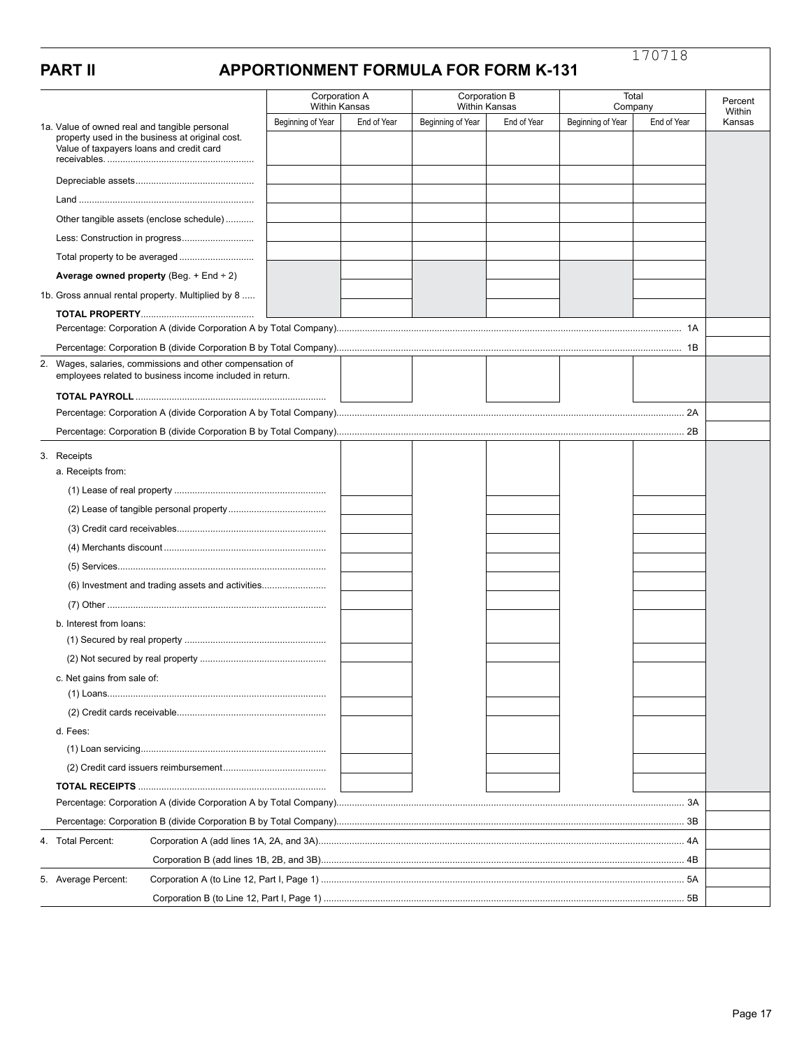170718

# PART II APPORTIONMENT FORMULA FOR FORM K-131

| | Corporation A Within Kansas | | Corporation B Within Kansas | | Total Company | | Percent Within Kansas |
|---|---|---|---|---|---|---|---|
| | Beginning of Year | End of Year | Beginning of Year | End of Year | Beginning of Year | End of Year | |
| 1a. Value of owned real and tangible personal property used in the business at original cost. Value of taxpayers loans and credit card receivables. | | | | | | | |
| Depreciable assets | | | | | | | |
| Land | | | | | | | |
| Other tangible assets (enclose schedule) | | | | | | | |
| Less: Construction in progress | | | | | | | |
| Total property to be averaged | | | | | | | |
| **Average owned property** (Beg. + End ÷ 2) | | | | | | | |
| 1b. Gross annual rental property. Multiplied by 8 | | | | | | | |
| **TOTAL PROPERTY** | | | | | | | |
| Percentage: Corporation A (divide Corporation A by Total Company) 1A | | | | | | | |
| Percentage: Corporation B (divide Corporation B by Total Company) 1B | | | | | | | |
| 2. Wages, salaries, commissions and other compensation of employees related to business income included in return. | | | | | | | |
| **TOTAL PAYROLL** | | | | | | | |
| Percentage: Corporation A (divide Corporation A by Total Company) 2A | | | | | | | |
| Percentage: Corporation B (divide Corporation B by Total Company) 2B | | | | | | | |
| 3. Receipts | | | | | | | |
| a. Receipts from: | | | | | | | |
| (1) Lease of real property | | | | | | | |
| (2) Lease of tangible personal property | | | | | | | |
| (3) Credit card receivables | | | | | | | |
| (4) Merchants discount | | | | | | | |
| (5) Services | | | | | | | |
| (6) Investment and trading assets and activities | | | | | | | |
| (7) Other | | | | | | | |
| b. Interest from loans: | | | | | | | |
| (1) Secured by real property | | | | | | | |
| (2) Not secured by real property | | | | | | | |
| c. Net gains from sale of: | | | | | | | |
| (1) Loans | | | | | | | |
| (2) Credit cards receivable | | | | | | | |
| d. Fees: | | | | | | | |
| (1) Loan servicing | | | | | | | |
| (2) Credit card issuers reimbursement | | | | | | | |
| **TOTAL RECEIPTS** | | | | | | | |
| Percentage: Corporation A (divide Corporation A by Total Company) 3A | | | | | | | |
| Percentage: Corporation B (divide Corporation B by Total Company) 3B | | | | | | | |
| 4. Total Percent: Corporation A (add lines 1A, 2A, and 3A) 4A | | | | | | | |
| Corporation B (add lines 1B, 2B, and 3B) 4B | | | | | | | |
| 5. Average Percent: Corporation A (to Line 12, Part I, Page 1) 5A | | | | | | | |
| Corporation B (to Line 12, Part I, Page 1) 5B | | | | | | | |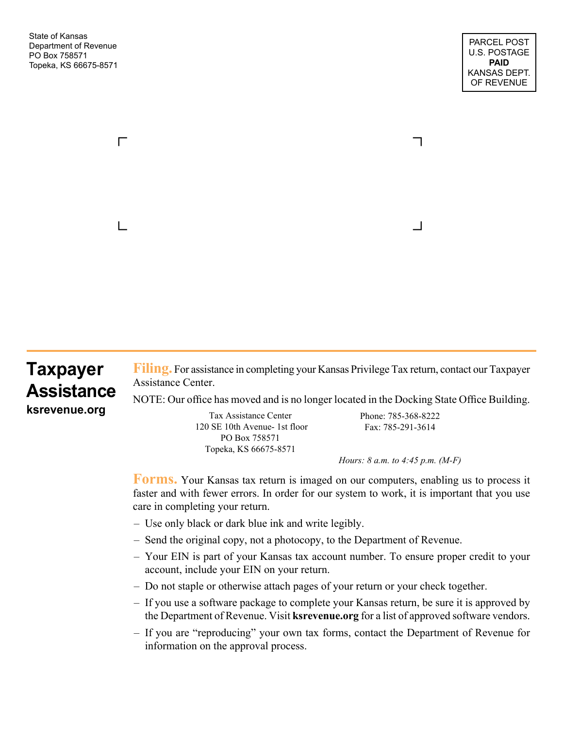State of Kansas
Department of Revenue
PO Box 758571
Topeka, KS 66675-8571

PARCEL POST
U.S. POSTAGE
**PAID**
KANSAS DEPT.
OF REVENUE

## Taxpayer Assistance

**ksrevenue.org**

**Filing.** For assistance in completing your Kansas Privilege Tax return, contact our Taxpayer Assistance Center.

NOTE: Our office has moved and is no longer located in the Docking State Office Building.

Tax Assistance Center
120 SE 10th Avenue- 1st floor
PO Box 758571
Topeka, KS 66675-8571

Phone: 785-368-8222
Fax: 785-291-3614

*Hours: 8 a.m. to 4:45 p.m. (M-F)*

**Forms.** Your Kansas tax return is imaged on our computers, enabling us to process it faster and with fewer errors. In order for our system to work, it is important that you use care in completing your return.

- Use only black or dark blue ink and write legibly.
- Send the original copy, not a photocopy, to the Department of Revenue.
- Your EIN is part of your Kansas tax account number. To ensure proper credit to your account, include your EIN on your return.
- Do not staple or otherwise attach pages of your return or your check together.
- If you use a software package to complete your Kansas return, be sure it is approved by the Department of Revenue. Visit **ksrevenue.org** for a list of approved software vendors.
- If you are "reproducing" your own tax forms, contact the Department of Revenue for information on the approval process.